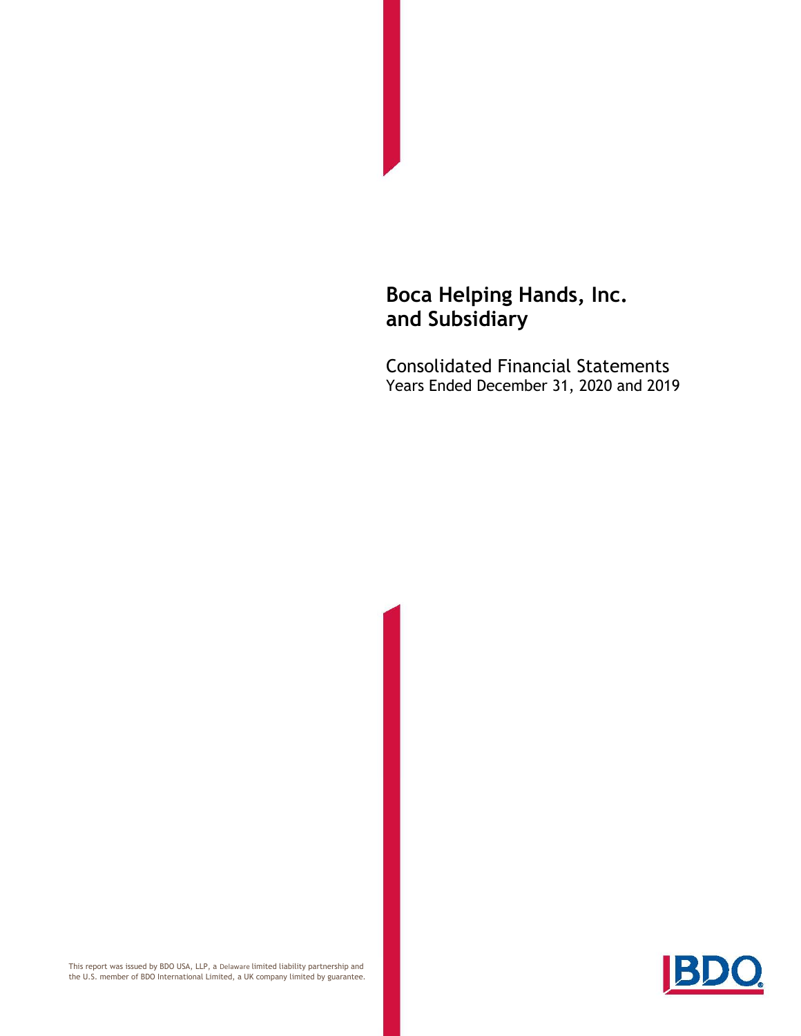# Boca Helping Hands, Inc. and Subsidiary

Consolidated Financial Statements
Years Ended December 31, 2020 and 2019

This report was issued by BDO USA, LLP, a Delaware limited liability partnership and the U.S. member of BDO International Limited, a UK company limited by guarantee.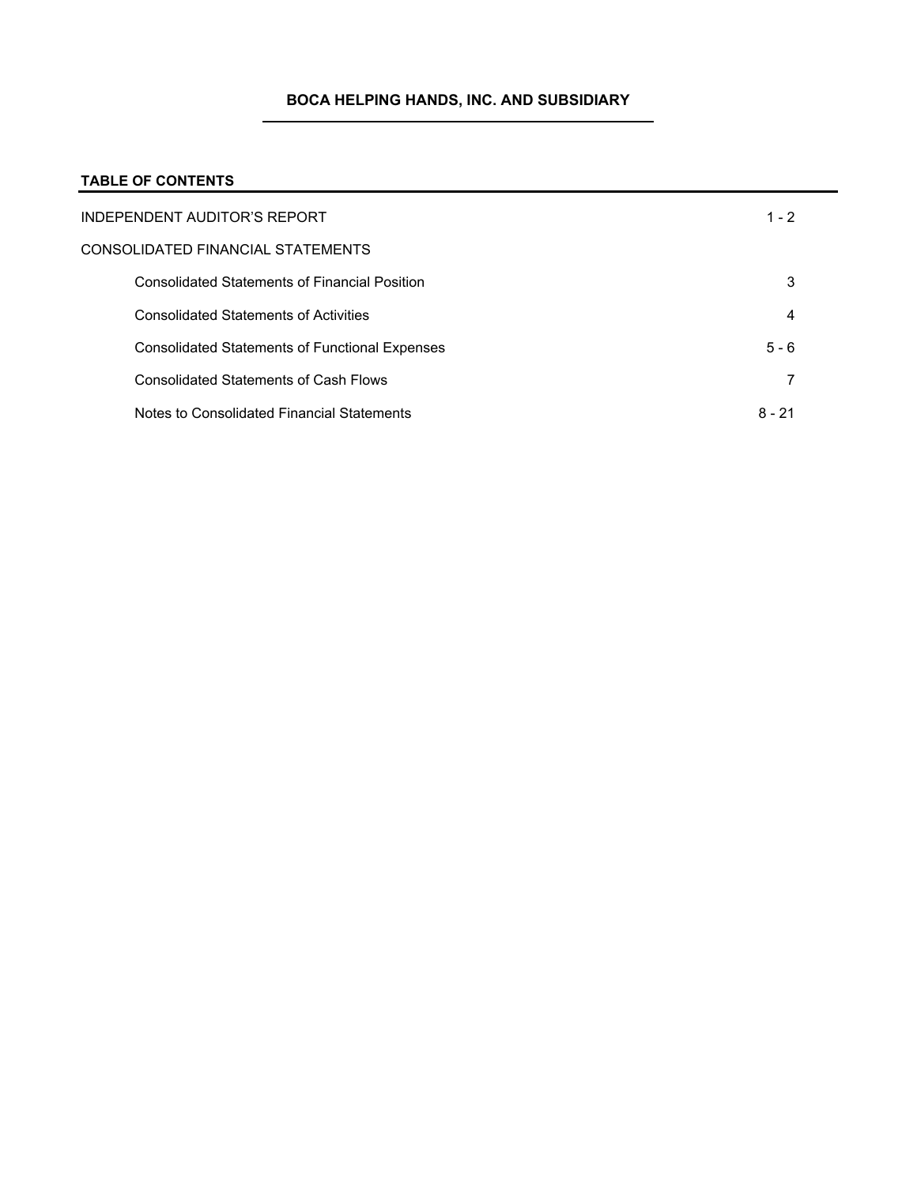# BOCA HELPING HANDS, INC. AND SUBSIDIARY

## TABLE OF CONTENTS

| | |
|---|---|
| INDEPENDENT AUDITOR'S REPORT | 1 - 2 |
| CONSOLIDATED FINANCIAL STATEMENTS | |
| Consolidated Statements of Financial Position | 3 |
| Consolidated Statements of Activities | 4 |
| Consolidated Statements of Functional Expenses | 5 - 6 |
| Consolidated Statements of Cash Flows | 7 |
| Notes to Consolidated Financial Statements | 8 - 21 |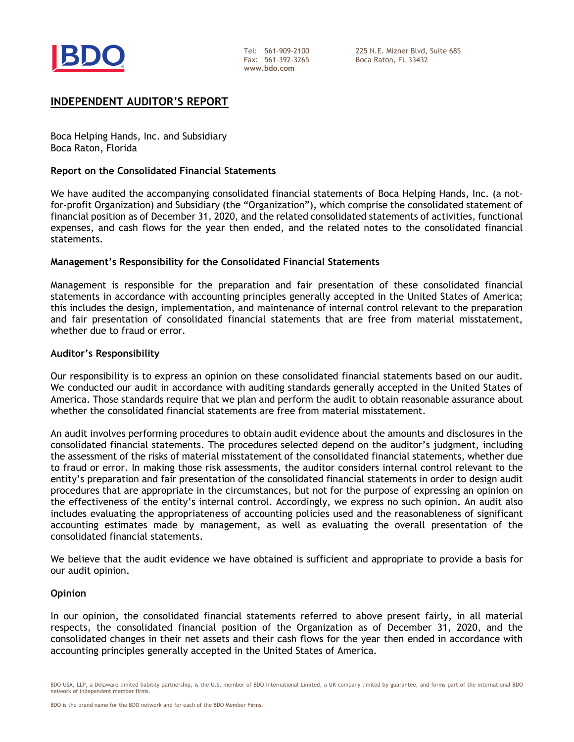Tel: 561-909-2100
Fax: 561-392-3265
www.bdo.com

225 N.E. Mizner Blvd, Suite 685
Boca Raton, FL 33432

## INDEPENDENT AUDITOR'S REPORT

Boca Helping Hands, Inc. and Subsidiary
Boca Raton, Florida

### Report on the Consolidated Financial Statements

We have audited the accompanying consolidated financial statements of Boca Helping Hands, Inc. (a not-for-profit Organization) and Subsidiary (the "Organization"), which comprise the consolidated statement of financial position as of December 31, 2020, and the related consolidated statements of activities, functional expenses, and cash flows for the year then ended, and the related notes to the consolidated financial statements.

### Management's Responsibility for the Consolidated Financial Statements

Management is responsible for the preparation and fair presentation of these consolidated financial statements in accordance with accounting principles generally accepted in the United States of America; this includes the design, implementation, and maintenance of internal control relevant to the preparation and fair presentation of consolidated financial statements that are free from material misstatement, whether due to fraud or error.

### Auditor's Responsibility

Our responsibility is to express an opinion on these consolidated financial statements based on our audit. We conducted our audit in accordance with auditing standards generally accepted in the United States of America. Those standards require that we plan and perform the audit to obtain reasonable assurance about whether the consolidated financial statements are free from material misstatement.

An audit involves performing procedures to obtain audit evidence about the amounts and disclosures in the consolidated financial statements. The procedures selected depend on the auditor's judgment, including the assessment of the risks of material misstatement of the consolidated financial statements, whether due to fraud or error. In making those risk assessments, the auditor considers internal control relevant to the entity's preparation and fair presentation of the consolidated financial statements in order to design audit procedures that are appropriate in the circumstances, but not for the purpose of expressing an opinion on the effectiveness of the entity's internal control. Accordingly, we express no such opinion. An audit also includes evaluating the appropriateness of accounting policies used and the reasonableness of significant accounting estimates made by management, as well as evaluating the overall presentation of the consolidated financial statements.

We believe that the audit evidence we have obtained is sufficient and appropriate to provide a basis for our audit opinion.

### Opinion

In our opinion, the consolidated financial statements referred to above present fairly, in all material respects, the consolidated financial position of the Organization as of December 31, 2020, and the consolidated changes in their net assets and their cash flows for the year then ended in accordance with accounting principles generally accepted in the United States of America.

BDO USA, LLP, a Delaware limited liability partnership, is the U.S. member of BDO International Limited, a UK company limited by guarantee, and forms part of the international BDO network of independent member firms.

BDO is the brand name for the BDO network and for each of the BDO Member Firms.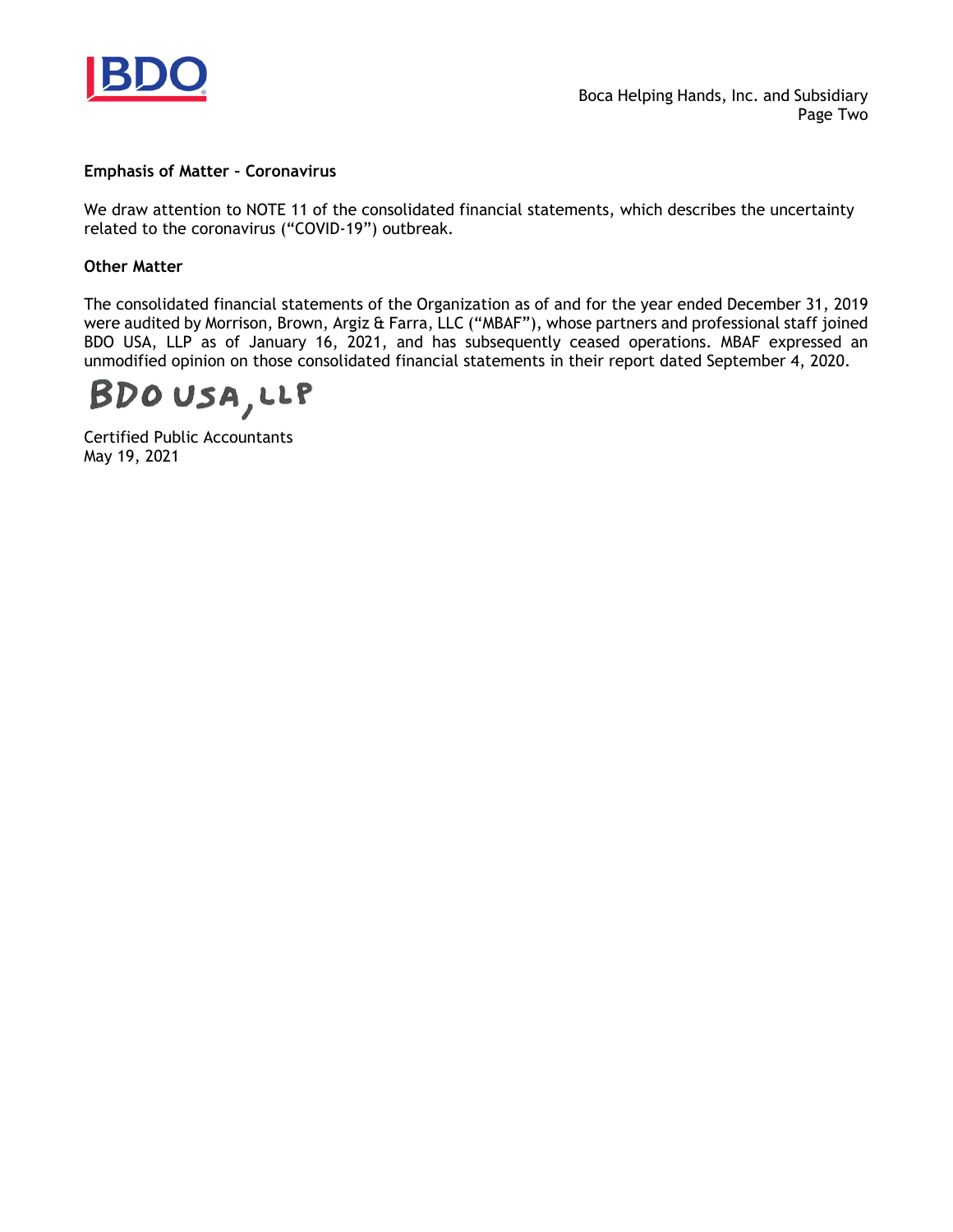### Emphasis of Matter – Coronavirus

We draw attention to NOTE 11 of the consolidated financial statements, which describes the uncertainty related to the coronavirus (“COVID-19”) outbreak.

### Other Matter

The consolidated financial statements of the Organization as of and for the year ended December 31, 2019 were audited by Morrison, Brown, Argiz & Farra, LLC (“MBAF”), whose partners and professional staff joined BDO USA, LLP as of January 16, 2021, and has subsequently ceased operations. MBAF expressed an unmodified opinion on those consolidated financial statements in their report dated September 4, 2020.

BDO USA, LLP

Certified Public Accountants
May 19, 2021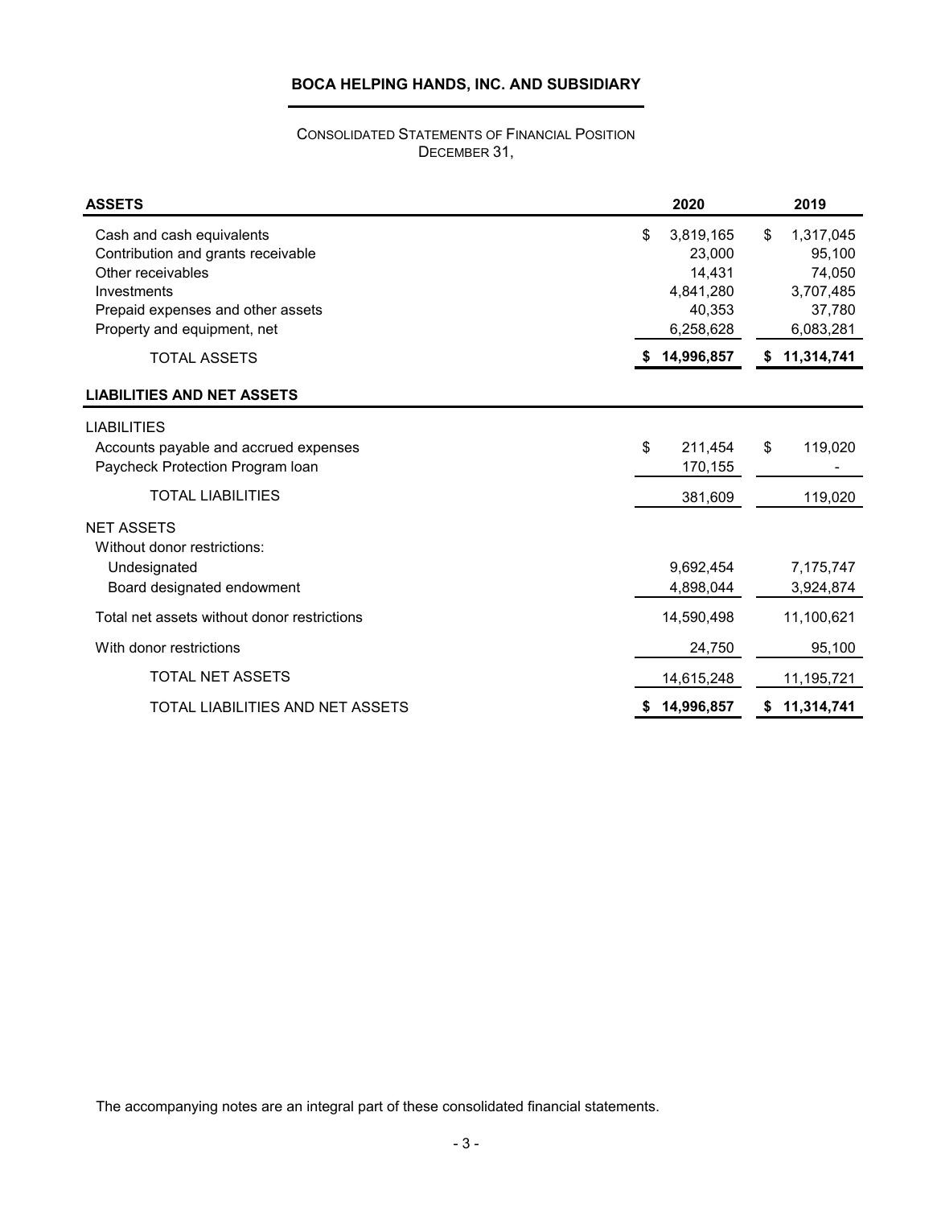# BOCA HELPING HANDS, INC. AND SUBSIDIARY

CONSOLIDATED STATEMENTS OF FINANCIAL POSITION
DECEMBER 31,

| ASSETS | 2020 | 2019 |
|---|---|---|
| Cash and cash equivalents | $ 3,819,165 | $ 1,317,045 |
| Contribution and grants receivable | 23,000 | 95,100 |
| Other receivables | 14,431 | 74,050 |
| Investments | 4,841,280 | 3,707,485 |
| Prepaid expenses and other assets | 40,353 | 37,780 |
| Property and equipment, net | 6,258,628 | 6,083,281 |
| TOTAL ASSETS | $ 14,996,857 | $ 11,314,741 |
| **LIABILITIES AND NET ASSETS** | | |
| LIABILITIES | | |
| Accounts payable and accrued expenses | $ 211,454 | $ 119,020 |
| Paycheck Protection Program loan | 170,155 | - |
| TOTAL LIABILITIES | 381,609 | 119,020 |
| NET ASSETS | | |
| Without donor restrictions: | | |
| Undesignated | 9,692,454 | 7,175,747 |
| Board designated endowment | 4,898,044 | 3,924,874 |
| Total net assets without donor restrictions | 14,590,498 | 11,100,621 |
| With donor restrictions | 24,750 | 95,100 |
| TOTAL NET ASSETS | 14,615,248 | 11,195,721 |
| TOTAL LIABILITIES AND NET ASSETS | $ 14,996,857 | $ 11,314,741 |

The accompanying notes are an integral part of these consolidated financial statements.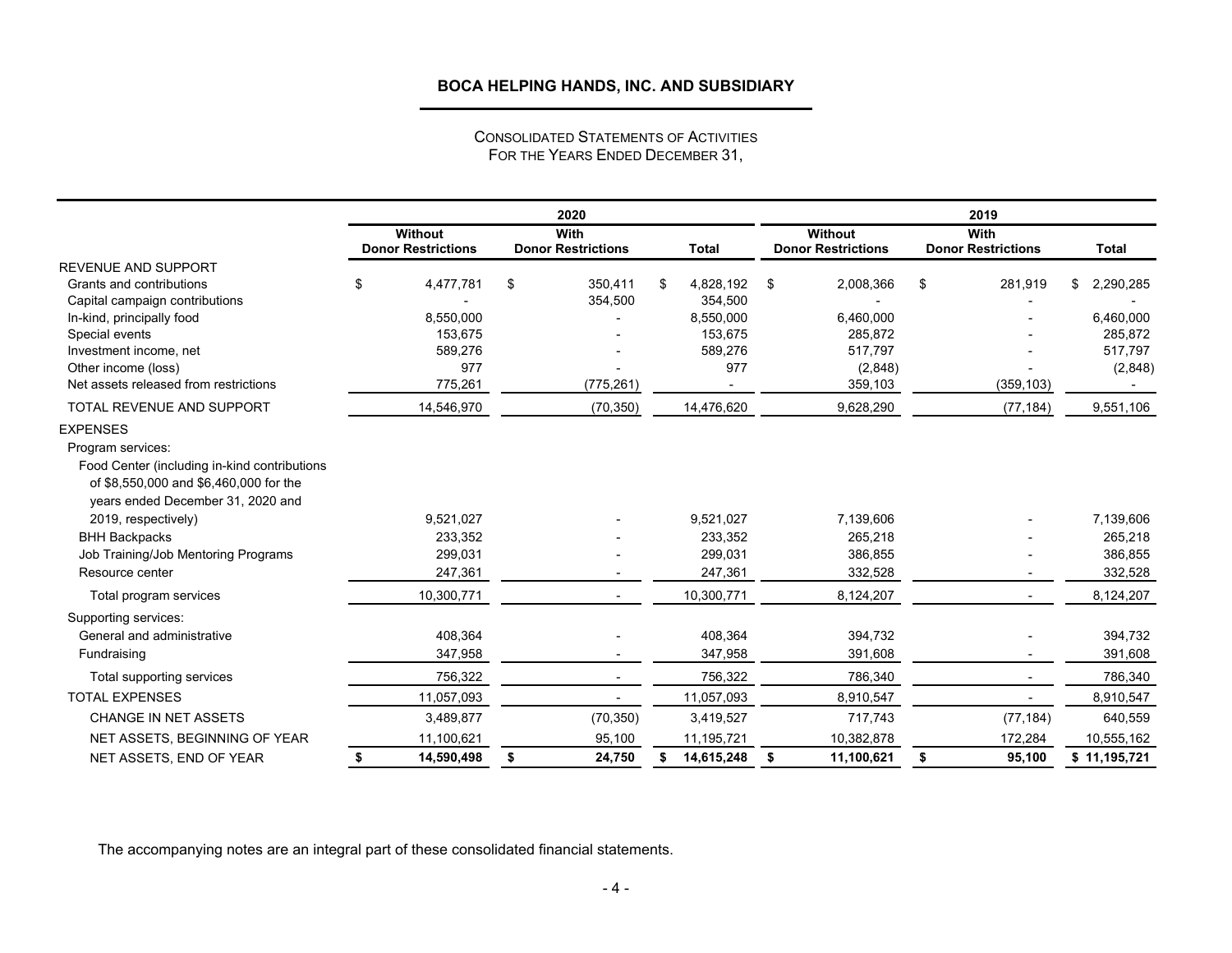## BOCA HELPING HANDS, INC. AND SUBSIDIARY

CONSOLIDATED STATEMENTS OF ACTIVITIES
FOR THE YEARS ENDED DECEMBER 31,

| | 2020 | | | 2019 | | |
|---|---|---|---|---|---|---|
| | Without Donor Restrictions | With Donor Restrictions | Total | Without Donor Restrictions | With Donor Restrictions | Total |
| REVENUE AND SUPPORT | | | | | | |
| Grants and contributions | $ 4,477,781 | $ 350,411 | $ 4,828,192 | $ 2,008,366 | $ 281,919 | $ 2,290,285 |
| Capital campaign contributions | - | 354,500 | 354,500 | - | - | - |
| In-kind, principally food | 8,550,000 | - | 8,550,000 | 6,460,000 | - | 6,460,000 |
| Special events | 153,675 | - | 153,675 | 285,872 | - | 285,872 |
| Investment income, net | 589,276 | - | 589,276 | 517,797 | - | 517,797 |
| Other income (loss) | 977 | - | 977 | (2,848) | - | (2,848) |
| Net assets released from restrictions | 775,261 | (775,261) | - | 359,103 | (359,103) | - |
| TOTAL REVENUE AND SUPPORT | 14,546,970 | (70,350) | 14,476,620 | 9,628,290 | (77,184) | 9,551,106 |
| EXPENSES | | | | | | |
| Program services: | | | | | | |
| Food Center (including in-kind contributions of $8,550,000 and $6,460,000 for the years ended December 31, 2020 and 2019, respectively) | 9,521,027 | - | 9,521,027 | 7,139,606 | - | 7,139,606 |
| BHH Backpacks | 233,352 | - | 233,352 | 265,218 | - | 265,218 |
| Job Training/Job Mentoring Programs | 299,031 | - | 299,031 | 386,855 | - | 386,855 |
| Resource center | 247,361 | - | 247,361 | 332,528 | - | 332,528 |
| Total program services | 10,300,771 | - | 10,300,771 | 8,124,207 | - | 8,124,207 |
| Supporting services: | | | | | | |
| General and administrative | 408,364 | - | 408,364 | 394,732 | - | 394,732 |
| Fundraising | 347,958 | - | 347,958 | 391,608 | - | 391,608 |
| Total supporting services | 756,322 | - | 756,322 | 786,340 | - | 786,340 |
| TOTAL EXPENSES | 11,057,093 | - | 11,057,093 | 8,910,547 | - | 8,910,547 |
| CHANGE IN NET ASSETS | 3,489,877 | (70,350) | 3,419,527 | 717,743 | (77,184) | 640,559 |
| NET ASSETS, BEGINNING OF YEAR | 11,100,621 | 95,100 | 11,195,721 | 10,382,878 | 172,284 | 10,555,162 |
| NET ASSETS, END OF YEAR | **$ 14,590,498** | **$ 24,750** | **$ 14,615,248** | **$ 11,100,621** | **$ 95,100** | **$ 11,195,721** |

The accompanying notes are an integral part of these consolidated financial statements.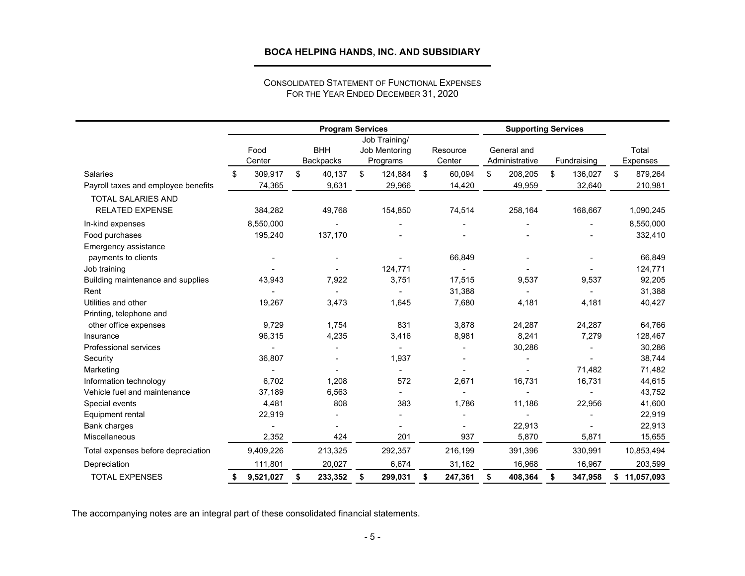# BOCA HELPING HANDS, INC. AND SUBSIDIARY

CONSOLIDATED STATEMENT OF FUNCTIONAL EXPENSES
FOR THE YEAR ENDED DECEMBER 31, 2020

| | Program Services | | | | Supporting Services | | |
|---|---|---|---|---|---|---|---|
| | Food Center | BHH Backpacks | Job Training/ Job Mentoring Programs | Resource Center | General and Administrative | Fundraising | Total Expenses |
| Salaries | $ 309,917 | $ 40,137 | $ 124,884 | $ 60,094 | $ 208,205 | $ 136,027 | $ 879,264 |
| Payroll taxes and employee benefits | 74,365 | 9,631 | 29,966 | 14,420 | 49,959 | 32,640 | 210,981 |
| TOTAL SALARIES AND RELATED EXPENSE | 384,282 | 49,768 | 154,850 | 74,514 | 258,164 | 168,667 | 1,090,245 |
| In-kind expenses | 8,550,000 | - | - | - | - | - | 8,550,000 |
| Food purchases | 195,240 | 137,170 | - | - | - | - | 332,410 |
| Emergency assistance payments to clients | - | - | - | 66,849 | - | - | 66,849 |
| Job training | - | - | 124,771 | - | - | - | 124,771 |
| Building maintenance and supplies | 43,943 | 7,922 | 3,751 | 17,515 | 9,537 | 9,537 | 92,205 |
| Rent | - | - | - | 31,388 | - | - | 31,388 |
| Utilities and other | 19,267 | 3,473 | 1,645 | 7,680 | 4,181 | 4,181 | 40,427 |
| Printing, telephone and other office expenses | 9,729 | 1,754 | 831 | 3,878 | 24,287 | 24,287 | 64,766 |
| Insurance | 96,315 | 4,235 | 3,416 | 8,981 | 8,241 | 7,279 | 128,467 |
| Professional services | - | - | - | - | 30,286 | - | 30,286 |
| Security | 36,807 | - | 1,937 | - | - | - | 38,744 |
| Marketing | - | - | - | - | - | 71,482 | 71,482 |
| Information technology | 6,702 | 1,208 | 572 | 2,671 | 16,731 | 16,731 | 44,615 |
| Vehicle fuel and maintenance | 37,189 | 6,563 | - | - | - | - | 43,752 |
| Special events | 4,481 | 808 | 383 | 1,786 | 11,186 | 22,956 | 41,600 |
| Equipment rental | 22,919 | - | - | - | - | - | 22,919 |
| Bank charges | - | - | - | - | 22,913 | - | 22,913 |
| Miscellaneous | 2,352 | 424 | 201 | 937 | 5,870 | 5,871 | 15,655 |
| Total expenses before depreciation | 9,409,226 | 213,325 | 292,357 | 216,199 | 391,396 | 330,991 | 10,853,494 |
| Depreciation | 111,801 | 20,027 | 6,674 | 31,162 | 16,968 | 16,967 | 203,599 |
| TOTAL EXPENSES | **$ 9,521,027** | **$ 233,352** | **$ 299,031** | **$ 247,361** | **$ 408,364** | **$ 347,958** | **$ 11,057,093** |

The accompanying notes are an integral part of these consolidated financial statements.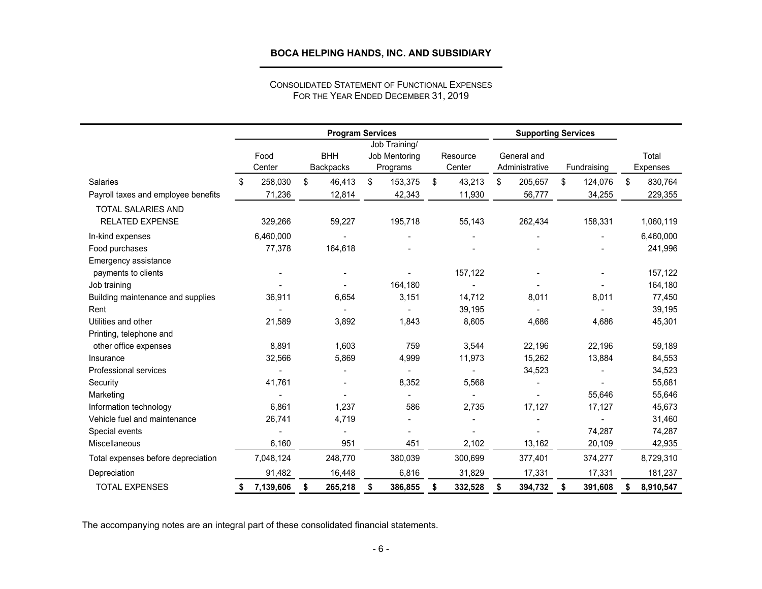## BOCA HELPING HANDS, INC. AND SUBSIDIARY

CONSOLIDATED STATEMENT OF FUNCTIONAL EXPENSES
FOR THE YEAR ENDED DECEMBER 31, 2019

| | Program Services | | | | Supporting Services | | |
|---|---|---|---|---|---|---|---|
| | Food Center | BHH Backpacks | Job Training/ Job Mentoring Programs | Resource Center | General and Administrative | Fundraising | Total Expenses |
| Salaries | $ 258,030 | $ 46,413 | $ 153,375 | $ 43,213 | $ 205,657 | $ 124,076 | $ 830,764 |
| Payroll taxes and employee benefits | 71,236 | 12,814 | 42,343 | 11,930 | 56,777 | 34,255 | 229,355 |
| TOTAL SALARIES AND RELATED EXPENSE | 329,266 | 59,227 | 195,718 | 55,143 | 262,434 | 158,331 | 1,060,119 |
| In-kind expenses | 6,460,000 | - | - | - | - | - | 6,460,000 |
| Food purchases | 77,378 | 164,618 | - | - | - | - | 241,996 |
| Emergency assistance payments to clients | - | - | - | 157,122 | - | - | 157,122 |
| Job training | - | - | 164,180 | - | - | - | 164,180 |
| Building maintenance and supplies | 36,911 | 6,654 | 3,151 | 14,712 | 8,011 | 8,011 | 77,450 |
| Rent | - | - | - | 39,195 | - | - | 39,195 |
| Utilities and other | 21,589 | 3,892 | 1,843 | 8,605 | 4,686 | 4,686 | 45,301 |
| Printing, telephone and other office expenses | 8,891 | 1,603 | 759 | 3,544 | 22,196 | 22,196 | 59,189 |
| Insurance | 32,566 | 5,869 | 4,999 | 11,973 | 15,262 | 13,884 | 84,553 |
| Professional services | - | - | - | - | 34,523 | - | 34,523 |
| Security | 41,761 | - | 8,352 | 5,568 | - | - | 55,681 |
| Marketing | - | - | - | - | - | 55,646 | 55,646 |
| Information technology | 6,861 | 1,237 | 586 | 2,735 | 17,127 | 17,127 | 45,673 |
| Vehicle fuel and maintenance | 26,741 | 4,719 | - | - | - | - | 31,460 |
| Special events | - | - | - | - | - | 74,287 | 74,287 |
| Miscellaneous | 6,160 | 951 | 451 | 2,102 | 13,162 | 20,109 | 42,935 |
| Total expenses before depreciation | 7,048,124 | 248,770 | 380,039 | 300,699 | 377,401 | 374,277 | 8,729,310 |
| Depreciation | 91,482 | 16,448 | 6,816 | 31,829 | 17,331 | 17,331 | 181,237 |
| **TOTAL EXPENSES** | **$ 7,139,606** | **$ 265,218** | **$ 386,855** | **$ 332,528** | **$ 394,732** | **$ 391,608** | **$ 8,910,547** |

The accompanying notes are an integral part of these consolidated financial statements.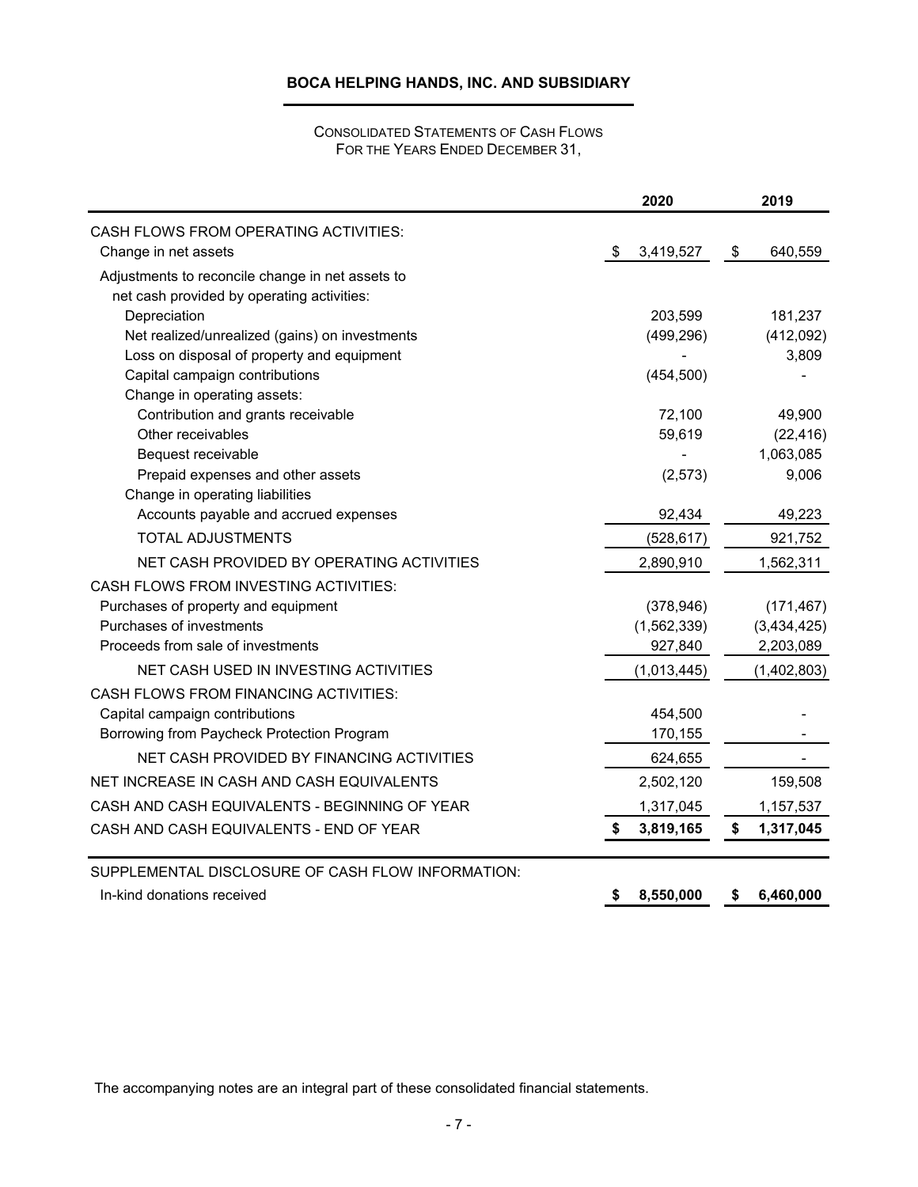# BOCA HELPING HANDS, INC. AND SUBSIDIARY

CONSOLIDATED STATEMENTS OF CASH FLOWS
FOR THE YEARS ENDED DECEMBER 31,

| | 2020 | 2019 |
|---|---|---|
| CASH FLOWS FROM OPERATING ACTIVITIES: | | |
| Change in net assets | $ 3,419,527 | $ 640,559 |
| Adjustments to reconcile change in net assets to net cash provided by operating activities: | | |
| Depreciation | 203,599 | 181,237 |
| Net realized/unrealized (gains) on investments | (499,296) | (412,092) |
| Loss on disposal of property and equipment | - | 3,809 |
| Capital campaign contributions | (454,500) | - |
| Change in operating assets: | | |
| Contribution and grants receivable | 72,100 | 49,900 |
| Other receivables | 59,619 | (22,416) |
| Bequest receivable | - | 1,063,085 |
| Prepaid expenses and other assets | (2,573) | 9,006 |
| Change in operating liabilities | | |
| Accounts payable and accrued expenses | 92,434 | 49,223 |
| TOTAL ADJUSTMENTS | (528,617) | 921,752 |
| NET CASH PROVIDED BY OPERATING ACTIVITIES | 2,890,910 | 1,562,311 |
| CASH FLOWS FROM INVESTING ACTIVITIES: | | |
| Purchases of property and equipment | (378,946) | (171,467) |
| Purchases of investments | (1,562,339) | (3,434,425) |
| Proceeds from sale of investments | 927,840 | 2,203,089 |
| NET CASH USED IN INVESTING ACTIVITIES | (1,013,445) | (1,402,803) |
| CASH FLOWS FROM FINANCING ACTIVITIES: | | |
| Capital campaign contributions | 454,500 | - |
| Borrowing from Paycheck Protection Program | 170,155 | - |
| NET CASH PROVIDED BY FINANCING ACTIVITIES | 624,655 | - |
| NET INCREASE IN CASH AND CASH EQUIVALENTS | 2,502,120 | 159,508 |
| CASH AND CASH EQUIVALENTS - BEGINNING OF YEAR | 1,317,045 | 1,157,537 |
| CASH AND CASH EQUIVALENTS - END OF YEAR | **$ 3,819,165** | **$ 1,317,045** |
| SUPPLEMENTAL DISCLOSURE OF CASH FLOW INFORMATION: | | |
| In-kind donations received | **$ 8,550,000** | **$ 6,460,000** |

The accompanying notes are an integral part of these consolidated financial statements.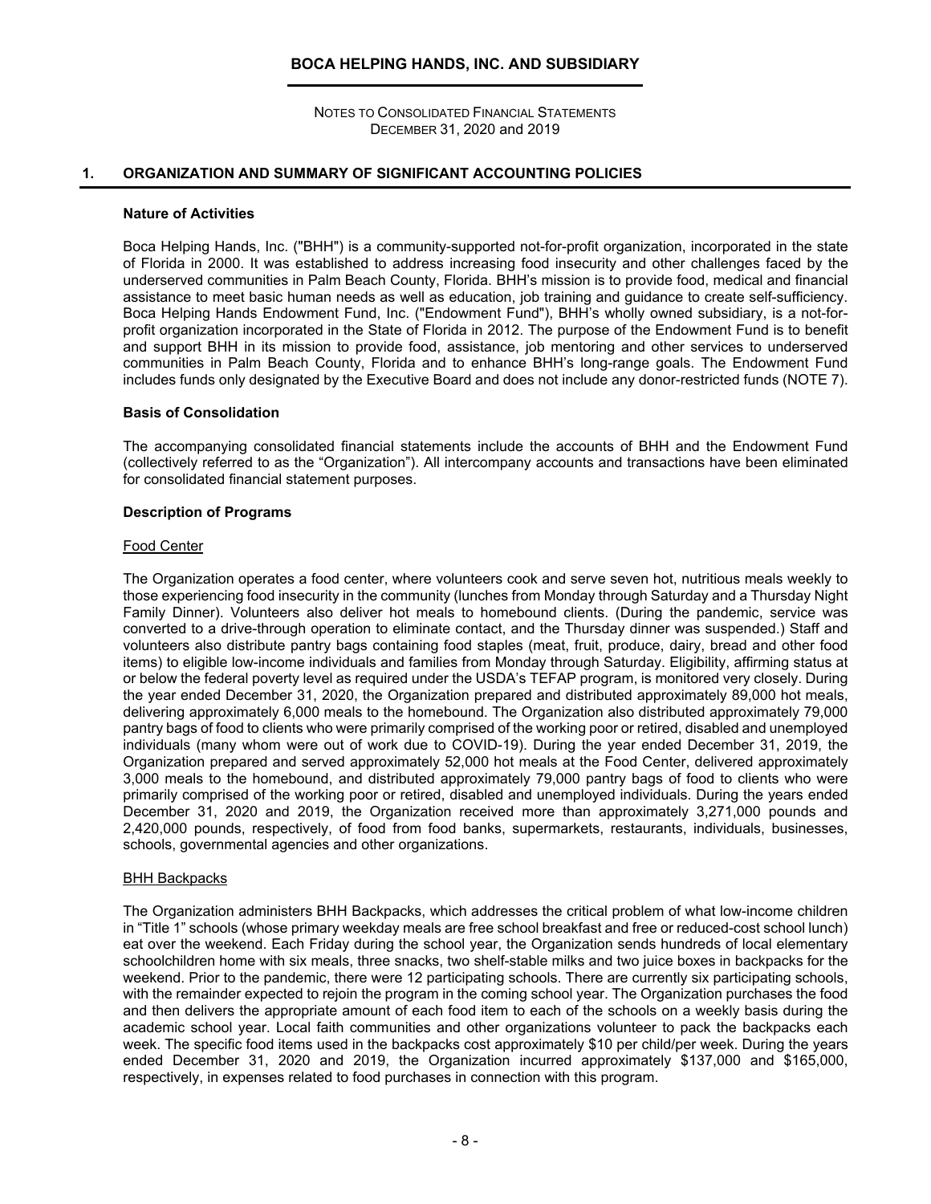# BOCA HELPING HANDS, INC. AND SUBSIDIARY

NOTES TO CONSOLIDATED FINANCIAL STATEMENTS
DECEMBER 31, 2020 and 2019

## 1. ORGANIZATION AND SUMMARY OF SIGNIFICANT ACCOUNTING POLICIES

### Nature of Activities

Boca Helping Hands, Inc. ("BHH") is a community-supported not-for-profit organization, incorporated in the state of Florida in 2000. It was established to address increasing food insecurity and other challenges faced by the underserved communities in Palm Beach County, Florida. BHH's mission is to provide food, medical and financial assistance to meet basic human needs as well as education, job training and guidance to create self-sufficiency. Boca Helping Hands Endowment Fund, Inc. ("Endowment Fund"), BHH's wholly owned subsidiary, is a not-for-profit organization incorporated in the State of Florida in 2012. The purpose of the Endowment Fund is to benefit and support BHH in its mission to provide food, assistance, job mentoring and other services to underserved communities in Palm Beach County, Florida and to enhance BHH's long-range goals. The Endowment Fund includes funds only designated by the Executive Board and does not include any donor-restricted funds (NOTE 7).

### Basis of Consolidation

The accompanying consolidated financial statements include the accounts of BHH and the Endowment Fund (collectively referred to as the "Organization"). All intercompany accounts and transactions have been eliminated for consolidated financial statement purposes.

### Description of Programs

Food Center

The Organization operates a food center, where volunteers cook and serve seven hot, nutritious meals weekly to those experiencing food insecurity in the community (lunches from Monday through Saturday and a Thursday Night Family Dinner). Volunteers also deliver hot meals to homebound clients. (During the pandemic, service was converted to a drive-through operation to eliminate contact, and the Thursday dinner was suspended.) Staff and volunteers also distribute pantry bags containing food staples (meat, fruit, produce, dairy, bread and other food items) to eligible low-income individuals and families from Monday through Saturday. Eligibility, affirming status at or below the federal poverty level as required under the USDA's TEFAP program, is monitored very closely. During the year ended December 31, 2020, the Organization prepared and distributed approximately 89,000 hot meals, delivering approximately 6,000 meals to the homebound. The Organization also distributed approximately 79,000 pantry bags of food to clients who were primarily comprised of the working poor or retired, disabled and unemployed individuals (many whom were out of work due to COVID-19). During the year ended December 31, 2019, the Organization prepared and served approximately 52,000 hot meals at the Food Center, delivered approximately 3,000 meals to the homebound, and distributed approximately 79,000 pantry bags of food to clients who were primarily comprised of the working poor or retired, disabled and unemployed individuals. During the years ended December 31, 2020 and 2019, the Organization received more than approximately 3,271,000 pounds and 2,420,000 pounds, respectively, of food from food banks, supermarkets, restaurants, individuals, businesses, schools, governmental agencies and other organizations.

BHH Backpacks

The Organization administers BHH Backpacks, which addresses the critical problem of what low-income children in "Title 1" schools (whose primary weekday meals are free school breakfast and free or reduced-cost school lunch) eat over the weekend. Each Friday during the school year, the Organization sends hundreds of local elementary schoolchildren home with six meals, three snacks, two shelf-stable milks and two juice boxes in backpacks for the weekend. Prior to the pandemic, there were 12 participating schools. There are currently six participating schools, with the remainder expected to rejoin the program in the coming school year. The Organization purchases the food and then delivers the appropriate amount of each food item to each of the schools on a weekly basis during the academic school year. Local faith communities and other organizations volunteer to pack the backpacks each week. The specific food items used in the backpacks cost approximately $10 per child/per week. During the years ended December 31, 2020 and 2019, the Organization incurred approximately $137,000 and $165,000, respectively, in expenses related to food purchases in connection with this program.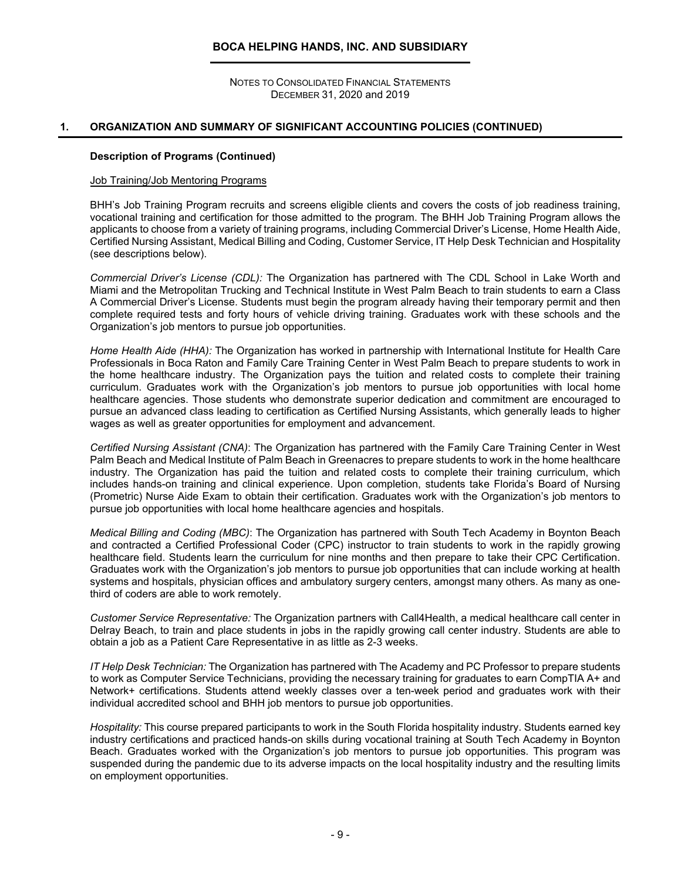## 1. ORGANIZATION AND SUMMARY OF SIGNIFICANT ACCOUNTING POLICIES (CONTINUED)

### Description of Programs (Continued)

Job Training/Job Mentoring Programs

BHH's Job Training Program recruits and screens eligible clients and covers the costs of job readiness training, vocational training and certification for those admitted to the program. The BHH Job Training Program allows the applicants to choose from a variety of training programs, including Commercial Driver's License, Home Health Aide, Certified Nursing Assistant, Medical Billing and Coding, Customer Service, IT Help Desk Technician and Hospitality (see descriptions below).

*Commercial Driver's License (CDL):* The Organization has partnered with The CDL School in Lake Worth and Miami and the Metropolitan Trucking and Technical Institute in West Palm Beach to train students to earn a Class A Commercial Driver's License. Students must begin the program already having their temporary permit and then complete required tests and forty hours of vehicle driving training. Graduates work with these schools and the Organization's job mentors to pursue job opportunities.

*Home Health Aide (HHA):* The Organization has worked in partnership with International Institute for Health Care Professionals in Boca Raton and Family Care Training Center in West Palm Beach to prepare students to work in the home healthcare industry. The Organization pays the tuition and related costs to complete their training curriculum. Graduates work with the Organization's job mentors to pursue job opportunities with local home healthcare agencies. Those students who demonstrate superior dedication and commitment are encouraged to pursue an advanced class leading to certification as Certified Nursing Assistants, which generally leads to higher wages as well as greater opportunities for employment and advancement.

*Certified Nursing Assistant (CNA)*: The Organization has partnered with the Family Care Training Center in West Palm Beach and Medical Institute of Palm Beach in Greenacres to prepare students to work in the home healthcare industry. The Organization has paid the tuition and related costs to complete their training curriculum, which includes hands-on training and clinical experience. Upon completion, students take Florida's Board of Nursing (Prometric) Nurse Aide Exam to obtain their certification. Graduates work with the Organization's job mentors to pursue job opportunities with local home healthcare agencies and hospitals.

*Medical Billing and Coding (MBC)*: The Organization has partnered with South Tech Academy in Boynton Beach and contracted a Certified Professional Coder (CPC) instructor to train students to work in the rapidly growing healthcare field. Students learn the curriculum for nine months and then prepare to take their CPC Certification. Graduates work with the Organization's job mentors to pursue job opportunities that can include working at health systems and hospitals, physician offices and ambulatory surgery centers, amongst many others. As many as one-third of coders are able to work remotely.

*Customer Service Representative:* The Organization partners with Call4Health, a medical healthcare call center in Delray Beach, to train and place students in jobs in the rapidly growing call center industry. Students are able to obtain a job as a Patient Care Representative in as little as 2-3 weeks.

*IT Help Desk Technician:* The Organization has partnered with The Academy and PC Professor to prepare students to work as Computer Service Technicians, providing the necessary training for graduates to earn CompTIA A+ and Network+ certifications. Students attend weekly classes over a ten-week period and graduates work with their individual accredited school and BHH job mentors to pursue job opportunities.

*Hospitality:* This course prepared participants to work in the South Florida hospitality industry. Students earned key industry certifications and practiced hands-on skills during vocational training at South Tech Academy in Boynton Beach. Graduates worked with the Organization's job mentors to pursue job opportunities. This program was suspended during the pandemic due to its adverse impacts on the local hospitality industry and the resulting limits on employment opportunities.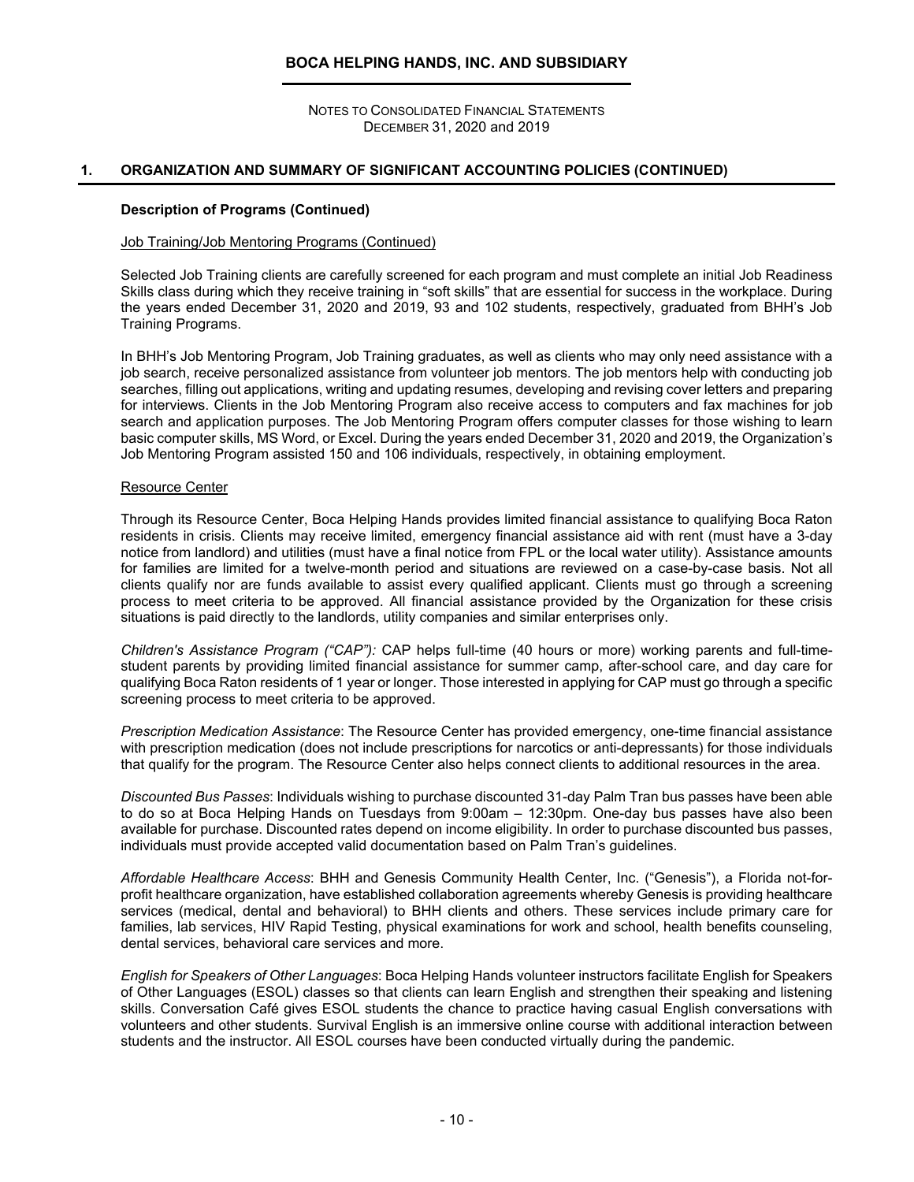## 1. ORGANIZATION AND SUMMARY OF SIGNIFICANT ACCOUNTING POLICIES (CONTINUED)

### Description of Programs (Continued)

Job Training/Job Mentoring Programs (Continued)

Selected Job Training clients are carefully screened for each program and must complete an initial Job Readiness Skills class during which they receive training in "soft skills" that are essential for success in the workplace. During the years ended December 31, 2020 and 2019, 93 and 102 students, respectively, graduated from BHH's Job Training Programs.

In BHH's Job Mentoring Program, Job Training graduates, as well as clients who may only need assistance with a job search, receive personalized assistance from volunteer job mentors. The job mentors help with conducting job searches, filling out applications, writing and updating resumes, developing and revising cover letters and preparing for interviews. Clients in the Job Mentoring Program also receive access to computers and fax machines for job search and application purposes. The Job Mentoring Program offers computer classes for those wishing to learn basic computer skills, MS Word, or Excel. During the years ended December 31, 2020 and 2019, the Organization's Job Mentoring Program assisted 150 and 106 individuals, respectively, in obtaining employment.

Resource Center

Through its Resource Center, Boca Helping Hands provides limited financial assistance to qualifying Boca Raton residents in crisis. Clients may receive limited, emergency financial assistance aid with rent (must have a 3-day notice from landlord) and utilities (must have a final notice from FPL or the local water utility). Assistance amounts for families are limited for a twelve-month period and situations are reviewed on a case-by-case basis. Not all clients qualify nor are funds available to assist every qualified applicant. Clients must go through a screening process to meet criteria to be approved. All financial assistance provided by the Organization for these crisis situations is paid directly to the landlords, utility companies and similar enterprises only.

*Children's Assistance Program ("CAP"):* CAP helps full-time (40 hours or more) working parents and full-time-student parents by providing limited financial assistance for summer camp, after-school care, and day care for qualifying Boca Raton residents of 1 year or longer. Those interested in applying for CAP must go through a specific screening process to meet criteria to be approved.

*Prescription Medication Assistance*: The Resource Center has provided emergency, one-time financial assistance with prescription medication (does not include prescriptions for narcotics or anti-depressants) for those individuals that qualify for the program. The Resource Center also helps connect clients to additional resources in the area.

*Discounted Bus Passes*: Individuals wishing to purchase discounted 31-day Palm Tran bus passes have been able to do so at Boca Helping Hands on Tuesdays from 9:00am – 12:30pm. One-day bus passes have also been available for purchase. Discounted rates depend on income eligibility. In order to purchase discounted bus passes, individuals must provide accepted valid documentation based on Palm Tran's guidelines.

*Affordable Healthcare Access*: BHH and Genesis Community Health Center, Inc. ("Genesis"), a Florida not-for-profit healthcare organization, have established collaboration agreements whereby Genesis is providing healthcare services (medical, dental and behavioral) to BHH clients and others. These services include primary care for families, lab services, HIV Rapid Testing, physical examinations for work and school, health benefits counseling, dental services, behavioral care services and more.

*English for Speakers of Other Languages*: Boca Helping Hands volunteer instructors facilitate English for Speakers of Other Languages (ESOL) classes so that clients can learn English and strengthen their speaking and listening skills. Conversation Café gives ESOL students the chance to practice having casual English conversations with volunteers and other students. Survival English is an immersive online course with additional interaction between students and the instructor. All ESOL courses have been conducted virtually during the pandemic.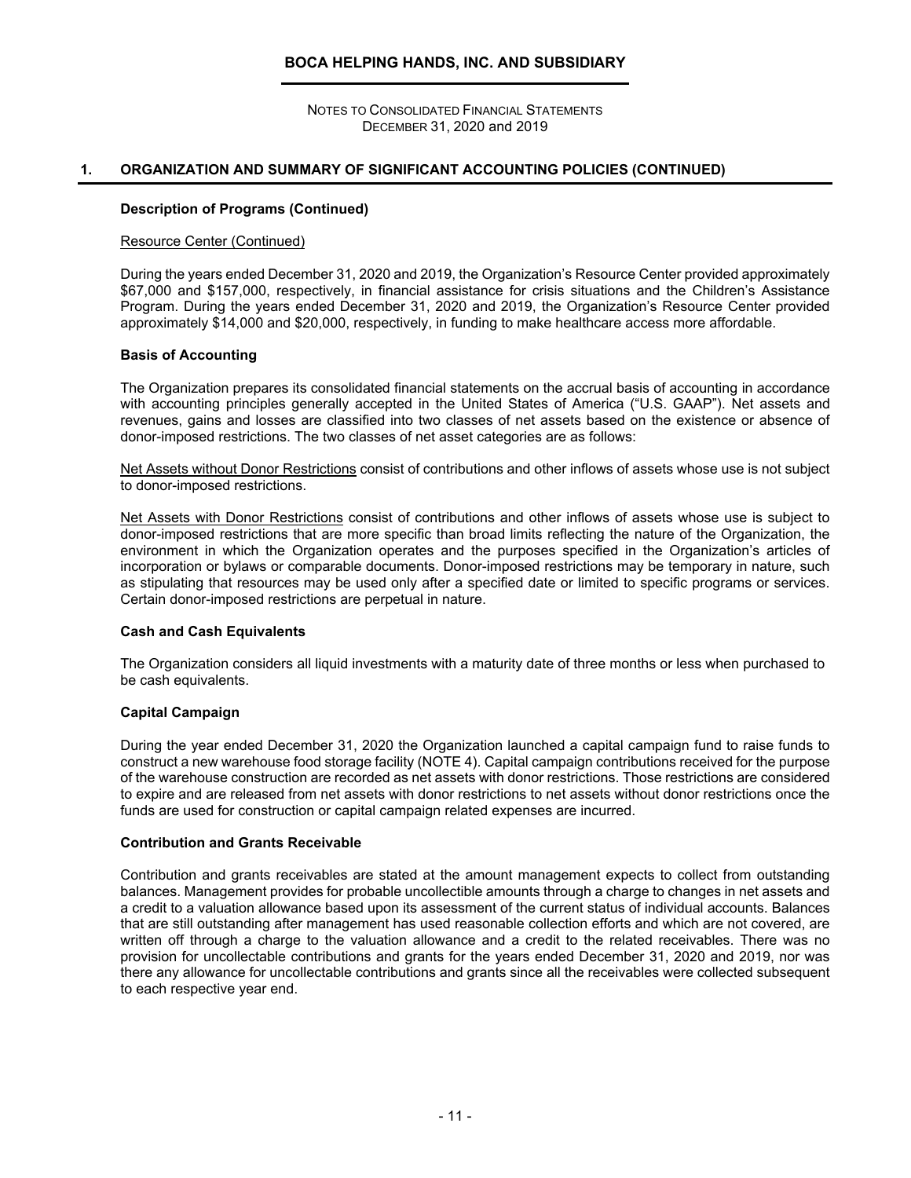## 1. ORGANIZATION AND SUMMARY OF SIGNIFICANT ACCOUNTING POLICIES (CONTINUED)

### Description of Programs (Continued)

Resource Center (Continued)

During the years ended December 31, 2020 and 2019, the Organization's Resource Center provided approximately $67,000 and $157,000, respectively, in financial assistance for crisis situations and the Children's Assistance Program. During the years ended December 31, 2020 and 2019, the Organization's Resource Center provided approximately $14,000 and $20,000, respectively, in funding to make healthcare access more affordable.

### Basis of Accounting

The Organization prepares its consolidated financial statements on the accrual basis of accounting in accordance with accounting principles generally accepted in the United States of America ("U.S. GAAP"). Net assets and revenues, gains and losses are classified into two classes of net assets based on the existence or absence of donor-imposed restrictions. The two classes of net asset categories are as follows:

Net Assets without Donor Restrictions consist of contributions and other inflows of assets whose use is not subject to donor-imposed restrictions.

Net Assets with Donor Restrictions consist of contributions and other inflows of assets whose use is subject to donor-imposed restrictions that are more specific than broad limits reflecting the nature of the Organization, the environment in which the Organization operates and the purposes specified in the Organization's articles of incorporation or bylaws or comparable documents. Donor-imposed restrictions may be temporary in nature, such as stipulating that resources may be used only after a specified date or limited to specific programs or services. Certain donor-imposed restrictions are perpetual in nature.

### Cash and Cash Equivalents

The Organization considers all liquid investments with a maturity date of three months or less when purchased to be cash equivalents.

### Capital Campaign

During the year ended December 31, 2020 the Organization launched a capital campaign fund to raise funds to construct a new warehouse food storage facility (NOTE 4). Capital campaign contributions received for the purpose of the warehouse construction are recorded as net assets with donor restrictions. Those restrictions are considered to expire and are released from net assets with donor restrictions to net assets without donor restrictions once the funds are used for construction or capital campaign related expenses are incurred.

### Contribution and Grants Receivable

Contribution and grants receivables are stated at the amount management expects to collect from outstanding balances. Management provides for probable uncollectible amounts through a charge to changes in net assets and a credit to a valuation allowance based upon its assessment of the current status of individual accounts. Balances that are still outstanding after management has used reasonable collection efforts and which are not covered, are written off through a charge to the valuation allowance and a credit to the related receivables. There was no provision for uncollectable contributions and grants for the years ended December 31, 2020 and 2019, nor was there any allowance for uncollectable contributions and grants since all the receivables were collected subsequent to each respective year end.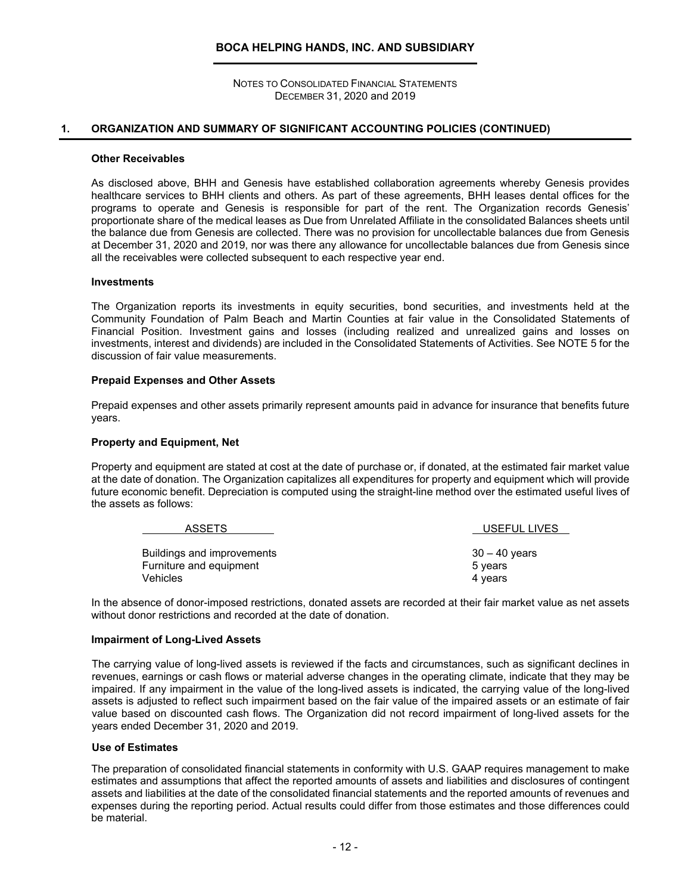## 1. ORGANIZATION AND SUMMARY OF SIGNIFICANT ACCOUNTING POLICIES (CONTINUED)

### Other Receivables

As disclosed above, BHH and Genesis have established collaboration agreements whereby Genesis provides healthcare services to BHH clients and others. As part of these agreements, BHH leases dental offices for the programs to operate and Genesis is responsible for part of the rent. The Organization records Genesis' proportionate share of the medical leases as Due from Unrelated Affiliate in the consolidated Balances sheets until the balance due from Genesis are collected. There was no provision for uncollectable balances due from Genesis at December 31, 2020 and 2019, nor was there any allowance for uncollectable balances due from Genesis since all the receivables were collected subsequent to each respective year end.

### Investments

The Organization reports its investments in equity securities, bond securities, and investments held at the Community Foundation of Palm Beach and Martin Counties at fair value in the Consolidated Statements of Financial Position. Investment gains and losses (including realized and unrealized gains and losses on investments, interest and dividends) are included in the Consolidated Statements of Activities. See NOTE 5 for the discussion of fair value measurements.

### Prepaid Expenses and Other Assets

Prepaid expenses and other assets primarily represent amounts paid in advance for insurance that benefits future years.

### Property and Equipment, Net

Property and equipment are stated at cost at the date of purchase or, if donated, at the estimated fair market value at the date of donation. The Organization capitalizes all expenditures for property and equipment which will provide future economic benefit. Depreciation is computed using the straight-line method over the estimated useful lives of the assets as follows:

| ASSETS | USEFUL LIVES |
|---|---|
| Buildings and improvements | 30 – 40 years |
| Furniture and equipment | 5 years |
| Vehicles | 4 years |

In the absence of donor-imposed restrictions, donated assets are recorded at their fair market value as net assets without donor restrictions and recorded at the date of donation.

### Impairment of Long-Lived Assets

The carrying value of long-lived assets is reviewed if the facts and circumstances, such as significant declines in revenues, earnings or cash flows or material adverse changes in the operating climate, indicate that they may be impaired. If any impairment in the value of the long-lived assets is indicated, the carrying value of the long-lived assets is adjusted to reflect such impairment based on the fair value of the impaired assets or an estimate of fair value based on discounted cash flows. The Organization did not record impairment of long-lived assets for the years ended December 31, 2020 and 2019.

### Use of Estimates

The preparation of consolidated financial statements in conformity with U.S. GAAP requires management to make estimates and assumptions that affect the reported amounts of assets and liabilities and disclosures of contingent assets and liabilities at the date of the consolidated financial statements and the reported amounts of revenues and expenses during the reporting period. Actual results could differ from those estimates and those differences could be material.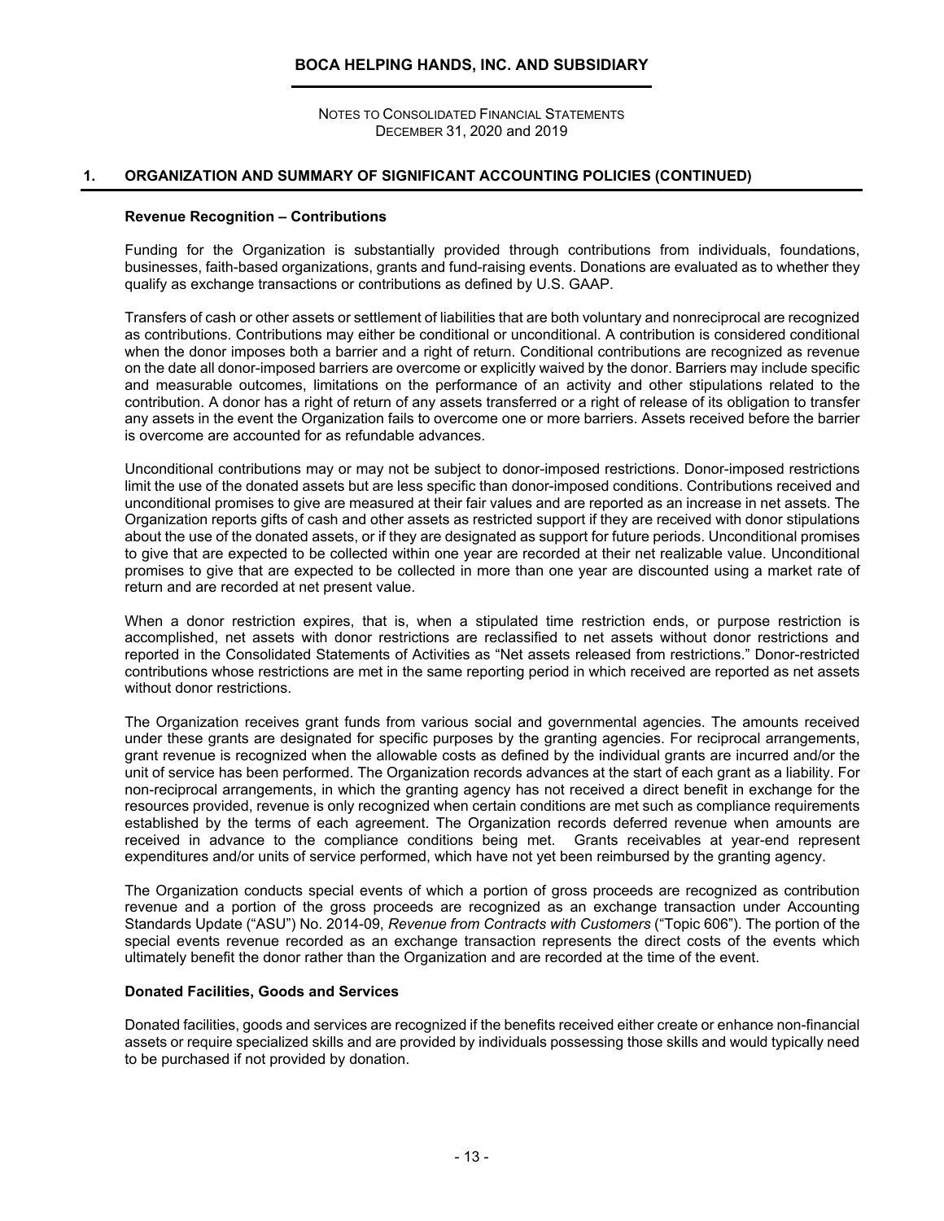## 1. ORGANIZATION AND SUMMARY OF SIGNIFICANT ACCOUNTING POLICIES (CONTINUED)

### Revenue Recognition – Contributions

Funding for the Organization is substantially provided through contributions from individuals, foundations, businesses, faith-based organizations, grants and fund-raising events. Donations are evaluated as to whether they qualify as exchange transactions or contributions as defined by U.S. GAAP.

Transfers of cash or other assets or settlement of liabilities that are both voluntary and nonreciprocal are recognized as contributions. Contributions may either be conditional or unconditional. A contribution is considered conditional when the donor imposes both a barrier and a right of return. Conditional contributions are recognized as revenue on the date all donor-imposed barriers are overcome or explicitly waived by the donor. Barriers may include specific and measurable outcomes, limitations on the performance of an activity and other stipulations related to the contribution. A donor has a right of return of any assets transferred or a right of release of its obligation to transfer any assets in the event the Organization fails to overcome one or more barriers. Assets received before the barrier is overcome are accounted for as refundable advances.

Unconditional contributions may or may not be subject to donor-imposed restrictions. Donor-imposed restrictions limit the use of the donated assets but are less specific than donor-imposed conditions. Contributions received and unconditional promises to give are measured at their fair values and are reported as an increase in net assets. The Organization reports gifts of cash and other assets as restricted support if they are received with donor stipulations about the use of the donated assets, or if they are designated as support for future periods. Unconditional promises to give that are expected to be collected within one year are recorded at their net realizable value. Unconditional promises to give that are expected to be collected in more than one year are discounted using a market rate of return and are recorded at net present value.

When a donor restriction expires, that is, when a stipulated time restriction ends, or purpose restriction is accomplished, net assets with donor restrictions are reclassified to net assets without donor restrictions and reported in the Consolidated Statements of Activities as "Net assets released from restrictions." Donor-restricted contributions whose restrictions are met in the same reporting period in which received are reported as net assets without donor restrictions.

The Organization receives grant funds from various social and governmental agencies. The amounts received under these grants are designated for specific purposes by the granting agencies. For reciprocal arrangements, grant revenue is recognized when the allowable costs as defined by the individual grants are incurred and/or the unit of service has been performed. The Organization records advances at the start of each grant as a liability. For non-reciprocal arrangements, in which the granting agency has not received a direct benefit in exchange for the resources provided, revenue is only recognized when certain conditions are met such as compliance requirements established by the terms of each agreement. The Organization records deferred revenue when amounts are received in advance to the compliance conditions being met. Grants receivables at year-end represent expenditures and/or units of service performed, which have not yet been reimbursed by the granting agency.

The Organization conducts special events of which a portion of gross proceeds are recognized as contribution revenue and a portion of the gross proceeds are recognized as an exchange transaction under Accounting Standards Update ("ASU") No. 2014-09, *Revenue from Contracts with Customers* ("Topic 606"). The portion of the special events revenue recorded as an exchange transaction represents the direct costs of the events which ultimately benefit the donor rather than the Organization and are recorded at the time of the event.

### Donated Facilities, Goods and Services

Donated facilities, goods and services are recognized if the benefits received either create or enhance non-financial assets or require specialized skills and are provided by individuals possessing those skills and would typically need to be purchased if not provided by donation.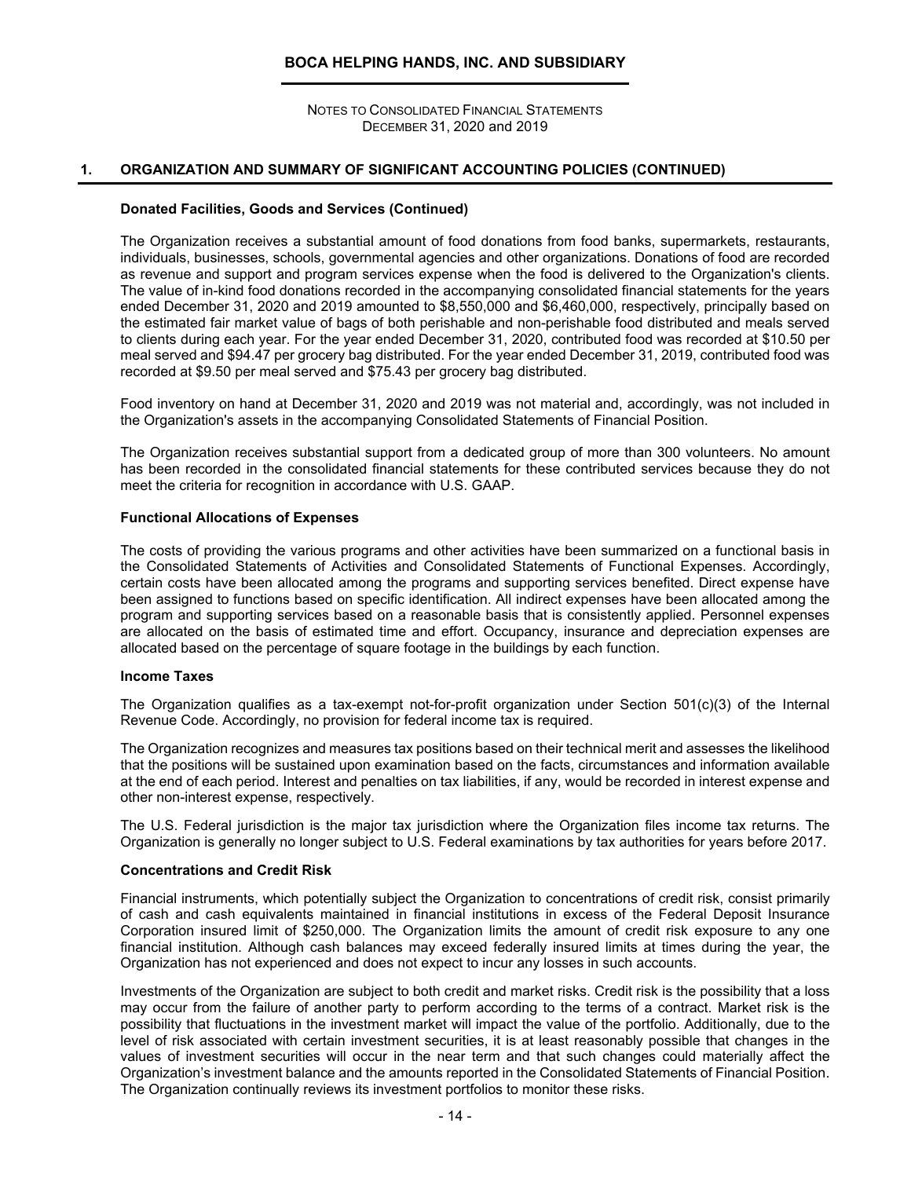## 1. ORGANIZATION AND SUMMARY OF SIGNIFICANT ACCOUNTING POLICIES (CONTINUED)

### Donated Facilities, Goods and Services (Continued)

The Organization receives a substantial amount of food donations from food banks, supermarkets, restaurants, individuals, businesses, schools, governmental agencies and other organizations. Donations of food are recorded as revenue and support and program services expense when the food is delivered to the Organization's clients. The value of in-kind food donations recorded in the accompanying consolidated financial statements for the years ended December 31, 2020 and 2019 amounted to $8,550,000 and $6,460,000, respectively, principally based on the estimated fair market value of bags of both perishable and non-perishable food distributed and meals served to clients during each year. For the year ended December 31, 2020, contributed food was recorded at $10.50 per meal served and $94.47 per grocery bag distributed. For the year ended December 31, 2019, contributed food was recorded at $9.50 per meal served and $75.43 per grocery bag distributed.

Food inventory on hand at December 31, 2020 and 2019 was not material and, accordingly, was not included in the Organization's assets in the accompanying Consolidated Statements of Financial Position.

The Organization receives substantial support from a dedicated group of more than 300 volunteers. No amount has been recorded in the consolidated financial statements for these contributed services because they do not meet the criteria for recognition in accordance with U.S. GAAP.

### Functional Allocations of Expenses

The costs of providing the various programs and other activities have been summarized on a functional basis in the Consolidated Statements of Activities and Consolidated Statements of Functional Expenses. Accordingly, certain costs have been allocated among the programs and supporting services benefited. Direct expense have been assigned to functions based on specific identification. All indirect expenses have been allocated among the program and supporting services based on a reasonable basis that is consistently applied. Personnel expenses are allocated on the basis of estimated time and effort. Occupancy, insurance and depreciation expenses are allocated based on the percentage of square footage in the buildings by each function.

### Income Taxes

The Organization qualifies as a tax-exempt not-for-profit organization under Section 501(c)(3) of the Internal Revenue Code. Accordingly, no provision for federal income tax is required.

The Organization recognizes and measures tax positions based on their technical merit and assesses the likelihood that the positions will be sustained upon examination based on the facts, circumstances and information available at the end of each period. Interest and penalties on tax liabilities, if any, would be recorded in interest expense and other non-interest expense, respectively.

The U.S. Federal jurisdiction is the major tax jurisdiction where the Organization files income tax returns. The Organization is generally no longer subject to U.S. Federal examinations by tax authorities for years before 2017.

### Concentrations and Credit Risk

Financial instruments, which potentially subject the Organization to concentrations of credit risk, consist primarily of cash and cash equivalents maintained in financial institutions in excess of the Federal Deposit Insurance Corporation insured limit of $250,000. The Organization limits the amount of credit risk exposure to any one financial institution. Although cash balances may exceed federally insured limits at times during the year, the Organization has not experienced and does not expect to incur any losses in such accounts.

Investments of the Organization are subject to both credit and market risks. Credit risk is the possibility that a loss may occur from the failure of another party to perform according to the terms of a contract. Market risk is the possibility that fluctuations in the investment market will impact the value of the portfolio. Additionally, due to the level of risk associated with certain investment securities, it is at least reasonably possible that changes in the values of investment securities will occur in the near term and that such changes could materially affect the Organization's investment balance and the amounts reported in the Consolidated Statements of Financial Position. The Organization continually reviews its investment portfolios to monitor these risks.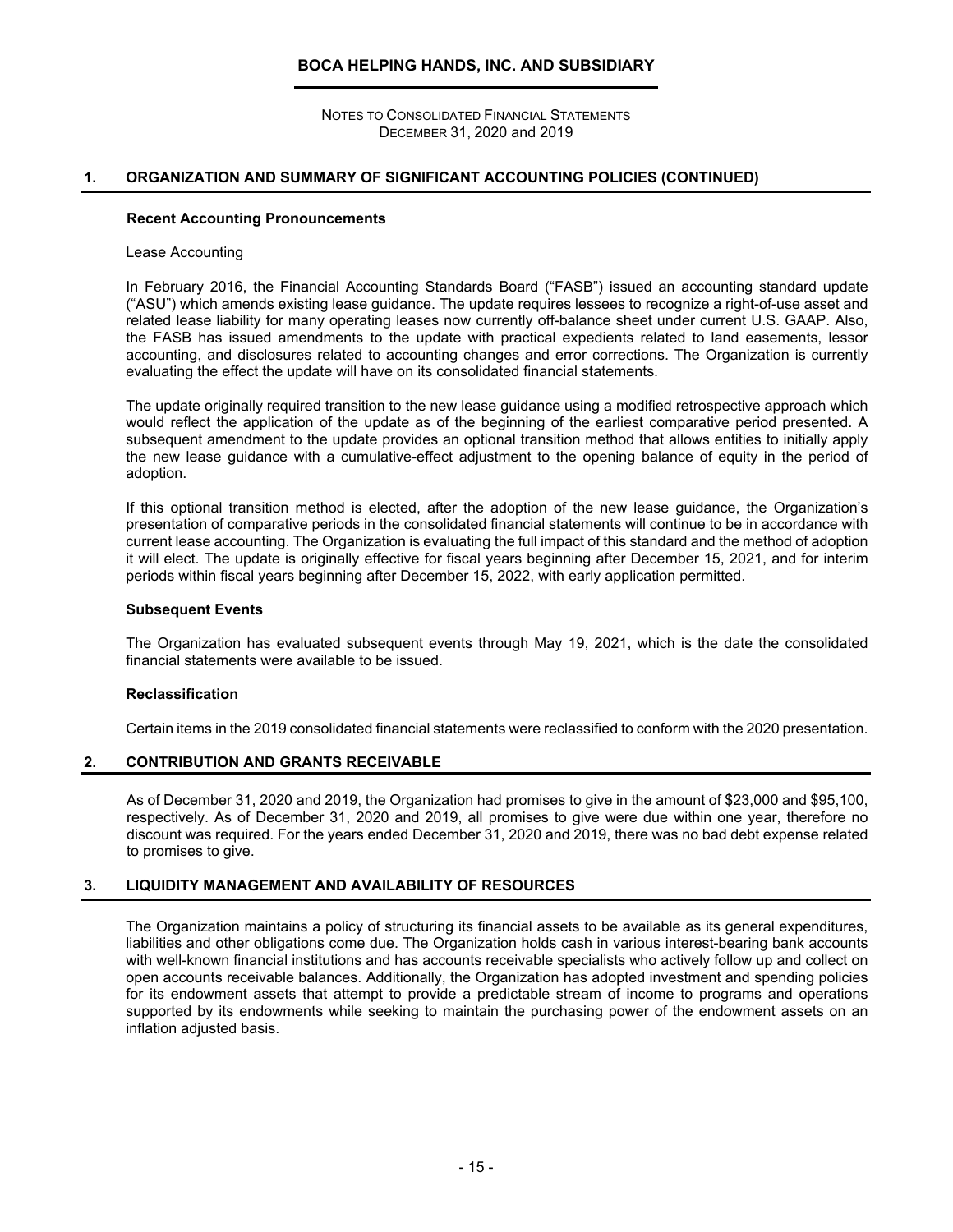## 1. ORGANIZATION AND SUMMARY OF SIGNIFICANT ACCOUNTING POLICIES (CONTINUED)

### Recent Accounting Pronouncements

Lease Accounting

In February 2016, the Financial Accounting Standards Board ("FASB") issued an accounting standard update ("ASU") which amends existing lease guidance. The update requires lessees to recognize a right-of-use asset and related lease liability for many operating leases now currently off-balance sheet under current U.S. GAAP. Also, the FASB has issued amendments to the update with practical expedients related to land easements, lessor accounting, and disclosures related to accounting changes and error corrections. The Organization is currently evaluating the effect the update will have on its consolidated financial statements.

The update originally required transition to the new lease guidance using a modified retrospective approach which would reflect the application of the update as of the beginning of the earliest comparative period presented. A subsequent amendment to the update provides an optional transition method that allows entities to initially apply the new lease guidance with a cumulative-effect adjustment to the opening balance of equity in the period of adoption.

If this optional transition method is elected, after the adoption of the new lease guidance, the Organization's presentation of comparative periods in the consolidated financial statements will continue to be in accordance with current lease accounting. The Organization is evaluating the full impact of this standard and the method of adoption it will elect. The update is originally effective for fiscal years beginning after December 15, 2021, and for interim periods within fiscal years beginning after December 15, 2022, with early application permitted.

### Subsequent Events

The Organization has evaluated subsequent events through May 19, 2021, which is the date the consolidated financial statements were available to be issued.

### Reclassification

Certain items in the 2019 consolidated financial statements were reclassified to conform with the 2020 presentation.

## 2. CONTRIBUTION AND GRANTS RECEIVABLE

As of December 31, 2020 and 2019, the Organization had promises to give in the amount of $23,000 and $95,100, respectively. As of December 31, 2020 and 2019, all promises to give were due within one year, therefore no discount was required. For the years ended December 31, 2020 and 2019, there was no bad debt expense related to promises to give.

## 3. LIQUIDITY MANAGEMENT AND AVAILABILITY OF RESOURCES

The Organization maintains a policy of structuring its financial assets to be available as its general expenditures, liabilities and other obligations come due. The Organization holds cash in various interest-bearing bank accounts with well-known financial institutions and has accounts receivable specialists who actively follow up and collect on open accounts receivable balances. Additionally, the Organization has adopted investment and spending policies for its endowment assets that attempt to provide a predictable stream of income to programs and operations supported by its endowments while seeking to maintain the purchasing power of the endowment assets on an inflation adjusted basis.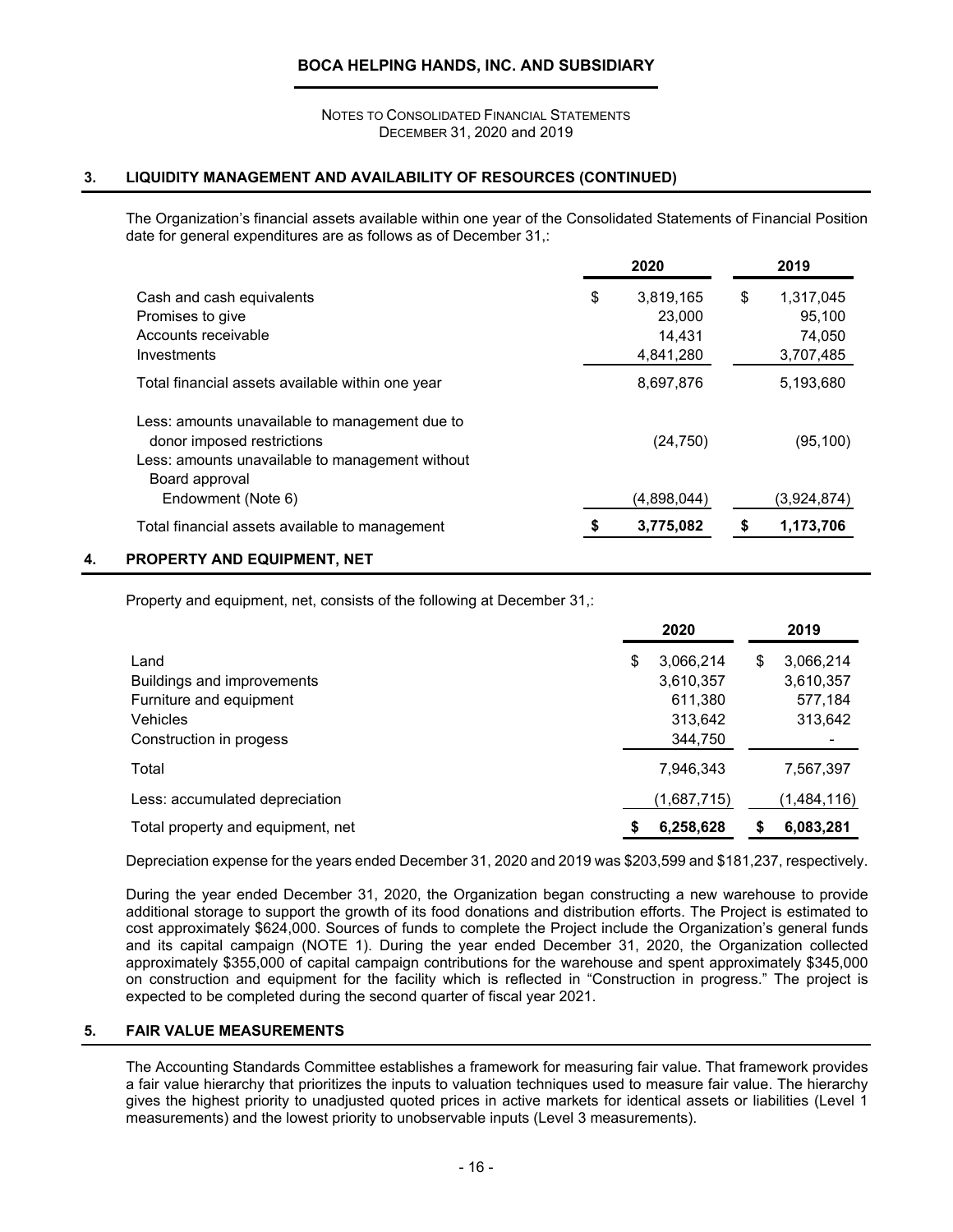## 3. LIQUIDITY MANAGEMENT AND AVAILABILITY OF RESOURCES (CONTINUED)

The Organization's financial assets available within one year of the Consolidated Statements of Financial Position date for general expenditures are as follows as of December 31,:

| | 2020 | 2019 |
|---|---|---|
| Cash and cash equivalents | $ 3,819,165 | $ 1,317,045 |
| Promises to give | 23,000 | 95,100 |
| Accounts receivable | 14,431 | 74,050 |
| Investments | 4,841,280 | 3,707,485 |
| Total financial assets available within one year | 8,697,876 | 5,193,680 |
| Less: amounts unavailable to management due to donor imposed restrictions | (24,750) | (95,100) |
| Less: amounts unavailable to management without Board approval | | |
| Endowment (Note 6) | (4,898,044) | (3,924,874) |
| Total financial assets available to management | **$ 3,775,082** | **$ 1,173,706** |

## 4. PROPERTY AND EQUIPMENT, NET

Property and equipment, net, consists of the following at December 31,:

| | 2020 | 2019 |
|---|---|---|
| Land | $ 3,066,214 | $ 3,066,214 |
| Buildings and improvements | 3,610,357 | 3,610,357 |
| Furniture and equipment | 611,380 | 577,184 |
| Vehicles | 313,642 | 313,642 |
| Construction in progess | 344,750 | - |
| Total | 7,946,343 | 7,567,397 |
| Less: accumulated depreciation | (1,687,715) | (1,484,116) |
| Total property and equipment, net | **$ 6,258,628** | **$ 6,083,281** |

Depreciation expense for the years ended December 31, 2020 and 2019 was $203,599 and $181,237, respectively.

During the year ended December 31, 2020, the Organization began constructing a new warehouse to provide additional storage to support the growth of its food donations and distribution efforts. The Project is estimated to cost approximately $624,000. Sources of funds to complete the Project include the Organization's general funds and its capital campaign (NOTE 1). During the year ended December 31, 2020, the Organization collected approximately $355,000 of capital campaign contributions for the warehouse and spent approximately $345,000 on construction and equipment for the facility which is reflected in "Construction in progress." The project is expected to be completed during the second quarter of fiscal year 2021.

## 5. FAIR VALUE MEASUREMENTS

The Accounting Standards Committee establishes a framework for measuring fair value. That framework provides a fair value hierarchy that prioritizes the inputs to valuation techniques used to measure fair value. The hierarchy gives the highest priority to unadjusted quoted prices in active markets for identical assets or liabilities (Level 1 measurements) and the lowest priority to unobservable inputs (Level 3 measurements).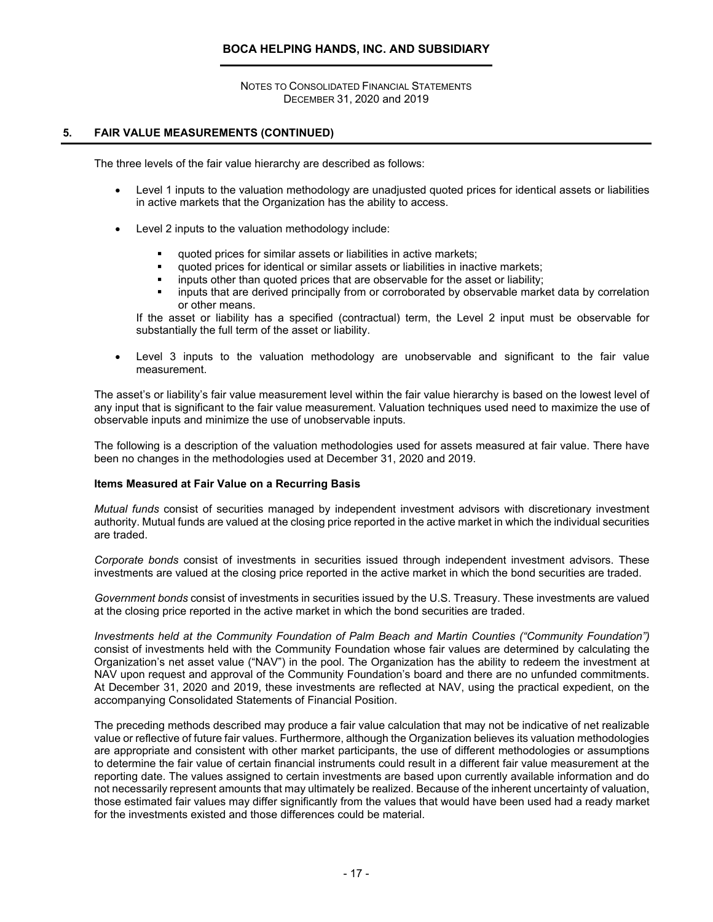## 5. FAIR VALUE MEASUREMENTS (CONTINUED)

The three levels of the fair value hierarchy are described as follows:

- Level 1 inputs to the valuation methodology are unadjusted quoted prices for identical assets or liabilities in active markets that the Organization has the ability to access.
- Level 2 inputs to the valuation methodology include:
  - quoted prices for similar assets or liabilities in active markets;
  - quoted prices for identical or similar assets or liabilities in inactive markets;
  - inputs other than quoted prices that are observable for the asset or liability;
  - inputs that are derived principally from or corroborated by observable market data by correlation or other means.

  If the asset or liability has a specified (contractual) term, the Level 2 input must be observable for substantially the full term of the asset or liability.
- Level 3 inputs to the valuation methodology are unobservable and significant to the fair value measurement.

The asset's or liability's fair value measurement level within the fair value hierarchy is based on the lowest level of any input that is significant to the fair value measurement. Valuation techniques used need to maximize the use of observable inputs and minimize the use of unobservable inputs.

The following is a description of the valuation methodologies used for assets measured at fair value. There have been no changes in the methodologies used at December 31, 2020 and 2019.

**Items Measured at Fair Value on a Recurring Basis**

*Mutual funds* consist of securities managed by independent investment advisors with discretionary investment authority. Mutual funds are valued at the closing price reported in the active market in which the individual securities are traded.

*Corporate bonds* consist of investments in securities issued through independent investment advisors. These investments are valued at the closing price reported in the active market in which the bond securities are traded.

*Government bonds* consist of investments in securities issued by the U.S. Treasury. These investments are valued at the closing price reported in the active market in which the bond securities are traded.

*Investments held at the Community Foundation of Palm Beach and Martin Counties ("Community Foundation")* consist of investments held with the Community Foundation whose fair values are determined by calculating the Organization's net asset value ("NAV") in the pool. The Organization has the ability to redeem the investment at NAV upon request and approval of the Community Foundation's board and there are no unfunded commitments. At December 31, 2020 and 2019, these investments are reflected at NAV, using the practical expedient, on the accompanying Consolidated Statements of Financial Position.

The preceding methods described may produce a fair value calculation that may not be indicative of net realizable value or reflective of future fair values. Furthermore, although the Organization believes its valuation methodologies are appropriate and consistent with other market participants, the use of different methodologies or assumptions to determine the fair value of certain financial instruments could result in a different fair value measurement at the reporting date. The values assigned to certain investments are based upon currently available information and do not necessarily represent amounts that may ultimately be realized. Because of the inherent uncertainty of valuation, those estimated fair values may differ significantly from the values that would have been used had a ready market for the investments existed and those differences could be material.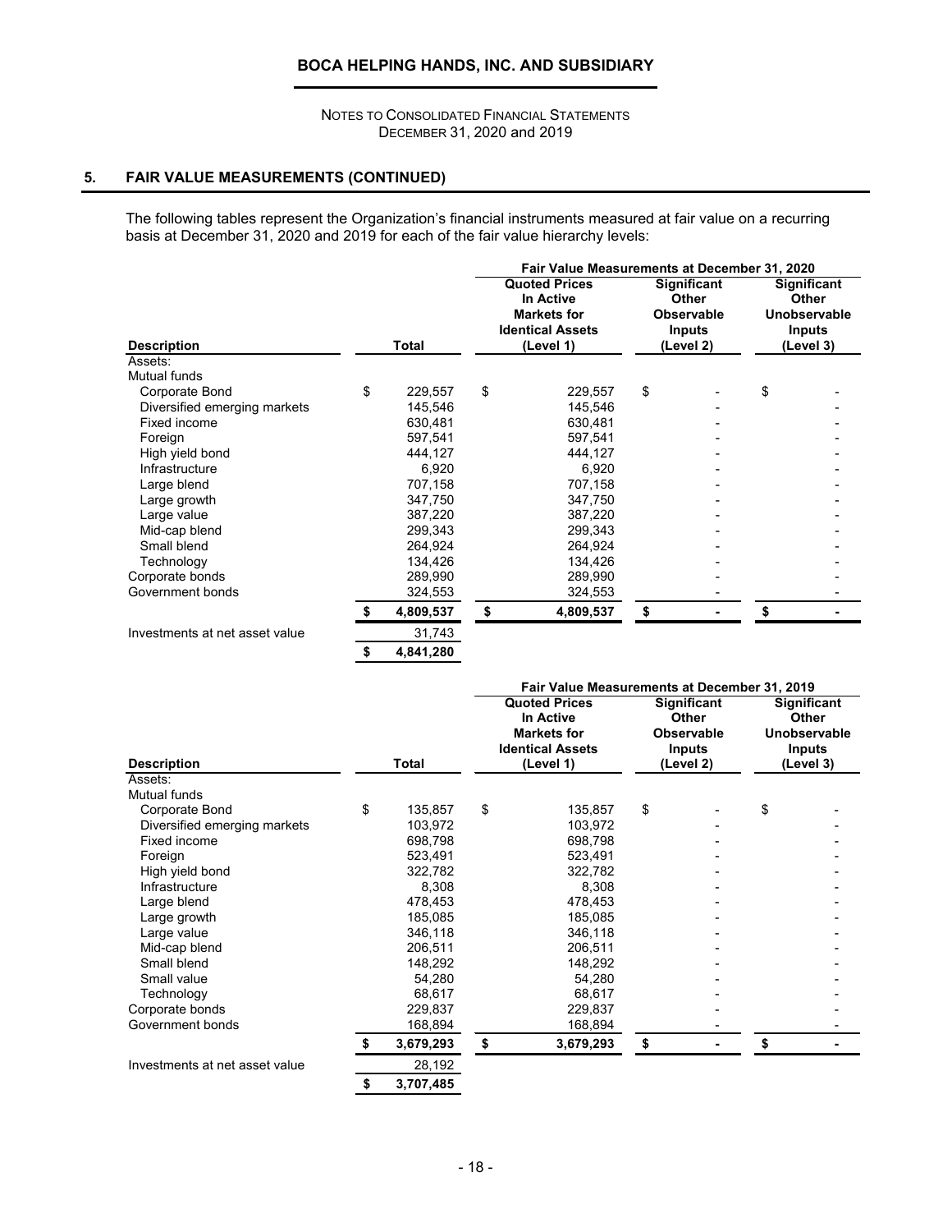## 5. FAIR VALUE MEASUREMENTS (CONTINUED)

The following tables represent the Organization's financial instruments measured at fair value on a recurring basis at December 31, 2020 and 2019 for each of the fair value hierarchy levels:

| Description | Total | Fair Value Measurements at December 31, 2020 | | |
|---|---|---|---|---|
| | | Quoted Prices In Active Markets for Identical Assets (Level 1) | Significant Other Observable Inputs (Level 2) | Significant Other Unobservable Inputs (Level 3) |
| Assets: | | | | |
| Mutual funds | | | | |
| Corporate Bond | $ 229,557 | $ 229,557 | $ - | $ - |
| Diversified emerging markets | 145,546 | 145,546 | - | - |
| Fixed income | 630,481 | 630,481 | - | - |
| Foreign | 597,541 | 597,541 | - | - |
| High yield bond | 444,127 | 444,127 | - | - |
| Infrastructure | 6,920 | 6,920 | - | - |
| Large blend | 707,158 | 707,158 | - | - |
| Large growth | 347,750 | 347,750 | - | - |
| Large value | 387,220 | 387,220 | - | - |
| Mid-cap blend | 299,343 | 299,343 | - | - |
| Small blend | 264,924 | 264,924 | - | - |
| Technology | 134,426 | 134,426 | - | - |
| Corporate bonds | 289,990 | 289,990 | - | - |
| Government bonds | 324,553 | 324,553 | - | - |
| | **$ 4,809,537** | **$ 4,809,537** | **$ -** | **$ -** |
| Investments at net asset value | 31,743 | | | |
| | **$ 4,841,280** | | | |

| Description | Total | Fair Value Measurements at December 31, 2019 | | |
|---|---|---|---|---|
| | | Quoted Prices In Active Markets for Identical Assets (Level 1) | Significant Other Observable Inputs (Level 2) | Significant Other Unobservable Inputs (Level 3) |
| Assets: | | | | |
| Mutual funds | | | | |
| Corporate Bond | $ 135,857 | $ 135,857 | $ - | $ - |
| Diversified emerging markets | 103,972 | 103,972 | - | - |
| Fixed income | 698,798 | 698,798 | - | - |
| Foreign | 523,491 | 523,491 | - | - |
| High yield bond | 322,782 | 322,782 | - | - |
| Infrastructure | 8,308 | 8,308 | - | - |
| Large blend | 478,453 | 478,453 | - | - |
| Large growth | 185,085 | 185,085 | - | - |
| Large value | 346,118 | 346,118 | - | - |
| Mid-cap blend | 206,511 | 206,511 | - | - |
| Small blend | 148,292 | 148,292 | - | - |
| Small value | 54,280 | 54,280 | - | - |
| Technology | 68,617 | 68,617 | - | - |
| Corporate bonds | 229,837 | 229,837 | - | - |
| Government bonds | 168,894 | 168,894 | - | - |
| | **$ 3,679,293** | **$ 3,679,293** | **$ -** | **$ -** |
| Investments at net asset value | 28,192 | | | |
| | **$ 3,707,485** | | | |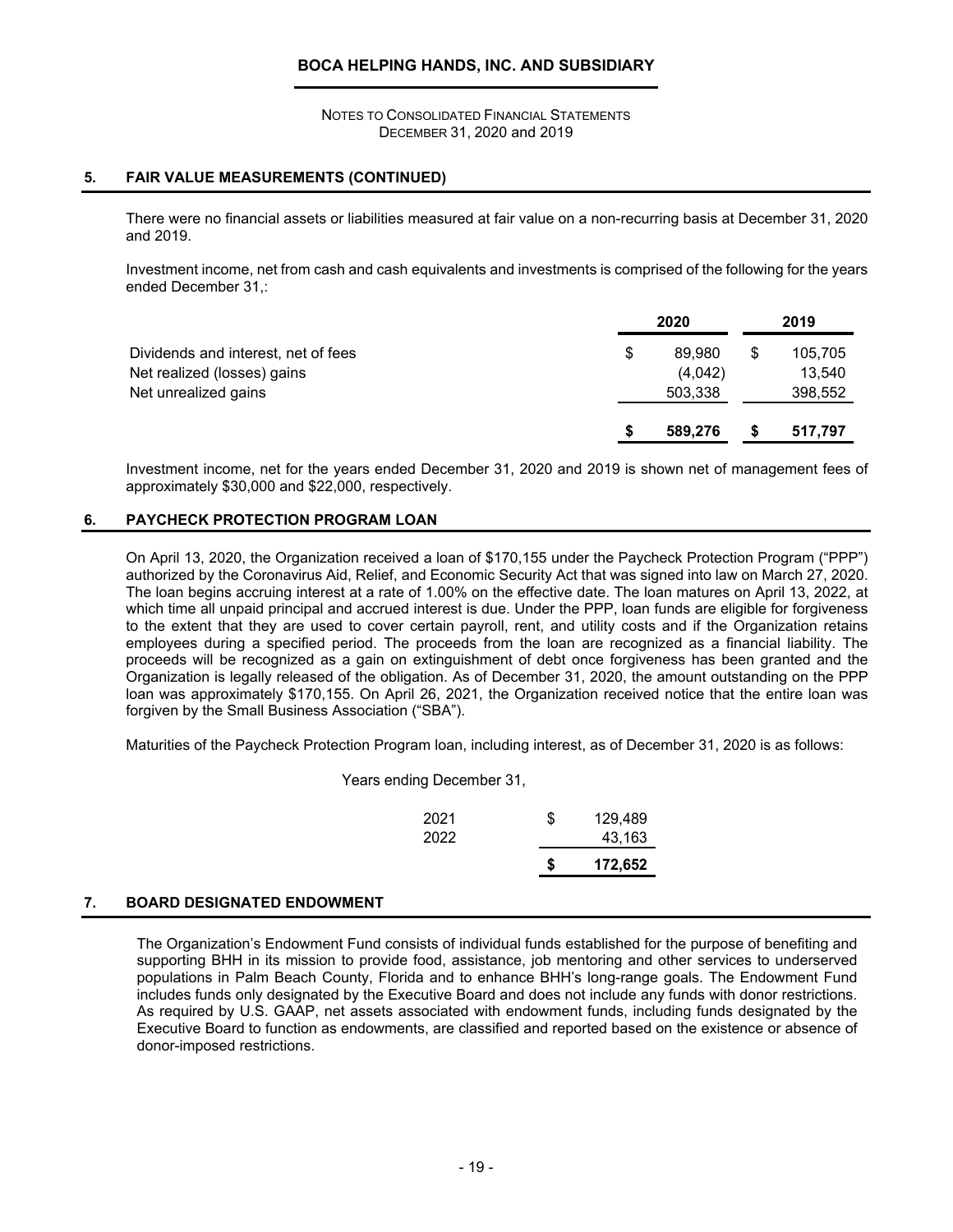## 5. FAIR VALUE MEASUREMENTS (CONTINUED)

There were no financial assets or liabilities measured at fair value on a non-recurring basis at December 31, 2020 and 2019.

Investment income, net from cash and cash equivalents and investments is comprised of the following for the years ended December 31,:

| | 2020 | 2019 |
|---|---|---|
| Dividends and interest, net of fees | $ 89,980 | $ 105,705 |
| Net realized (losses) gains | (4,042) | 13,540 |
| Net unrealized gains | 503,338 | 398,552 |
| | **$ 589,276** | **$ 517,797** |

Investment income, net for the years ended December 31, 2020 and 2019 is shown net of management fees of approximately $30,000 and $22,000, respectively.

## 6. PAYCHECK PROTECTION PROGRAM LOAN

On April 13, 2020, the Organization received a loan of $170,155 under the Paycheck Protection Program ("PPP") authorized by the Coronavirus Aid, Relief, and Economic Security Act that was signed into law on March 27, 2020. The loan begins accruing interest at a rate of 1.00% on the effective date. The loan matures on April 13, 2022, at which time all unpaid principal and accrued interest is due. Under the PPP, loan funds are eligible for forgiveness to the extent that they are used to cover certain payroll, rent, and utility costs and if the Organization retains employees during a specified period. The proceeds from the loan are recognized as a financial liability. The proceeds will be recognized as a gain on extinguishment of debt once forgiveness has been granted and the Organization is legally released of the obligation. As of December 31, 2020, the amount outstanding on the PPP loan was approximately $170,155. On April 26, 2021, the Organization received notice that the entire loan was forgiven by the Small Business Association ("SBA").

Maturities of the Paycheck Protection Program loan, including interest, as of December 31, 2020 is as follows:

| Years ending December 31, | |
|---|---|
| 2021 | $ 129,489 |
| 2022 | 43,163 |
| | **$ 172,652** |

## 7. BOARD DESIGNATED ENDOWMENT

The Organization's Endowment Fund consists of individual funds established for the purpose of benefiting and supporting BHH in its mission to provide food, assistance, job mentoring and other services to underserved populations in Palm Beach County, Florida and to enhance BHH's long-range goals. The Endowment Fund includes funds only designated by the Executive Board and does not include any funds with donor restrictions. As required by U.S. GAAP, net assets associated with endowment funds, including funds designated by the Executive Board to function as endowments, are classified and reported based on the existence or absence of donor-imposed restrictions.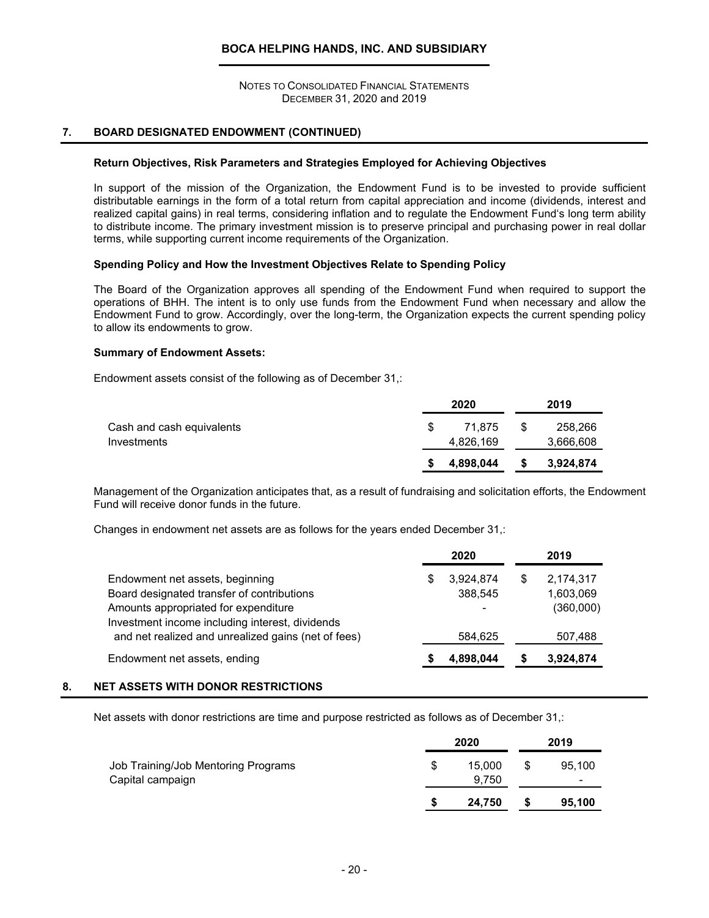## 7. BOARD DESIGNATED ENDOWMENT (CONTINUED)

### Return Objectives, Risk Parameters and Strategies Employed for Achieving Objectives

In support of the mission of the Organization, the Endowment Fund is to be invested to provide sufficient distributable earnings in the form of a total return from capital appreciation and income (dividends, interest and realized capital gains) in real terms, considering inflation and to regulate the Endowment Fund's long term ability to distribute income. The primary investment mission is to preserve principal and purchasing power in real dollar terms, while supporting current income requirements of the Organization.

### Spending Policy and How the Investment Objectives Relate to Spending Policy

The Board of the Organization approves all spending of the Endowment Fund when required to support the operations of BHH. The intent is to only use funds from the Endowment Fund when necessary and allow the Endowment Fund to grow. Accordingly, over the long-term, the Organization expects the current spending policy to allow its endowments to grow.

### Summary of Endowment Assets:

Endowment assets consist of the following as of December 31,:

| | 2020 | 2019 |
|---|---|---|
| Cash and cash equivalents | $ 71,875 | $ 258,266 |
| Investments | 4,826,169 | 3,666,608 |
| | **$ 4,898,044** | **$ 3,924,874** |

Management of the Organization anticipates that, as a result of fundraising and solicitation efforts, the Endowment Fund will receive donor funds in the future.

Changes in endowment net assets are as follows for the years ended December 31,:

| | 2020 | 2019 |
|---|---|---|
| Endowment net assets, beginning | $ 3,924,874 | $ 2,174,317 |
| Board designated transfer of contributions | 388,545 | 1,603,069 |
| Amounts appropriated for expenditure | - | (360,000) |
| Investment income including interest, dividends and net realized and unrealized gains (net of fees) | 584,625 | 507,488 |
| Endowment net assets, ending | **$ 4,898,044** | **$ 3,924,874** |

## 8. NET ASSETS WITH DONOR RESTRICTIONS

Net assets with donor restrictions are time and purpose restricted as follows as of December 31,:

| | 2020 | 2019 |
|---|---|---|
| Job Training/Job Mentoring Programs | $ 15,000 | $ 95,100 |
| Capital campaign | 9,750 | - |
| | **$ 24,750** | **$ 95,100** |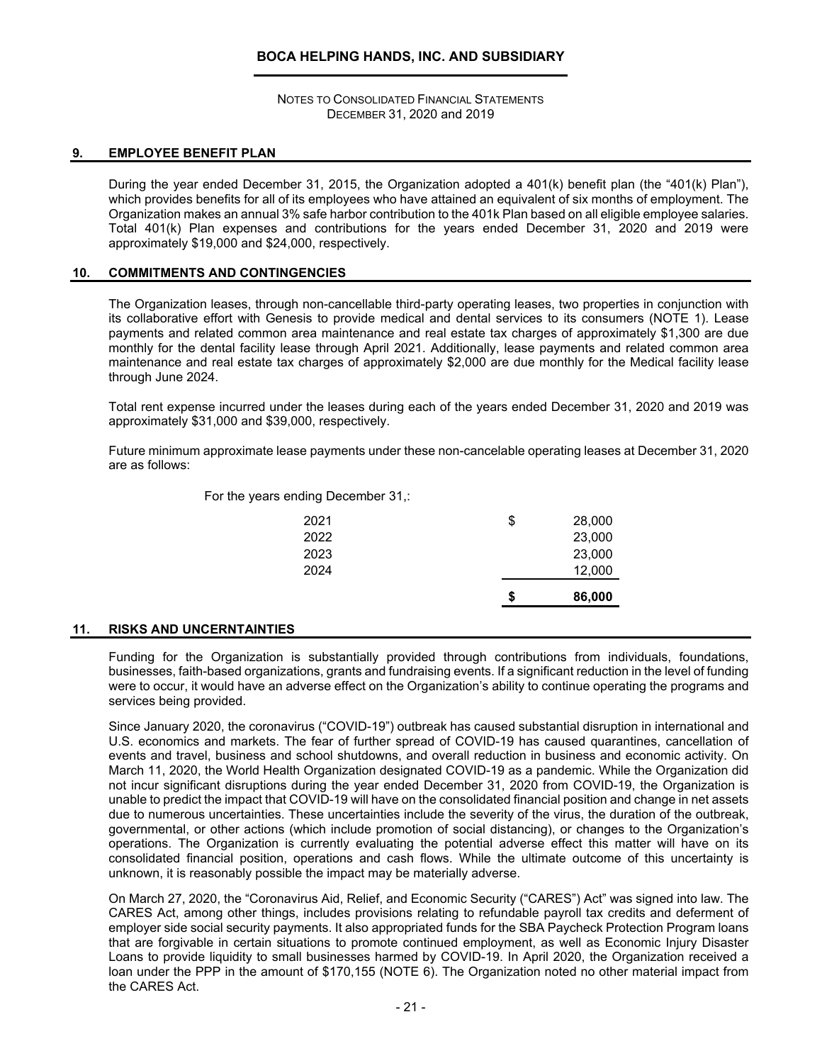## 9. EMPLOYEE BENEFIT PLAN

During the year ended December 31, 2015, the Organization adopted a 401(k) benefit plan (the "401(k) Plan"), which provides benefits for all of its employees who have attained an equivalent of six months of employment. The Organization makes an annual 3% safe harbor contribution to the 401k Plan based on all eligible employee salaries. Total 401(k) Plan expenses and contributions for the years ended December 31, 2020 and 2019 were approximately $19,000 and $24,000, respectively.

## 10. COMMITMENTS AND CONTINGENCIES

The Organization leases, through non-cancellable third-party operating leases, two properties in conjunction with its collaborative effort with Genesis to provide medical and dental services to its consumers (NOTE 1). Lease payments and related common area maintenance and real estate tax charges of approximately $1,300 are due monthly for the dental facility lease through April 2021. Additionally, lease payments and related common area maintenance and real estate tax charges of approximately $2,000 are due monthly for the Medical facility lease through June 2024.

Total rent expense incurred under the leases during each of the years ended December 31, 2020 and 2019 was approximately $31,000 and $39,000, respectively.

Future minimum approximate lease payments under these non-cancelable operating leases at December 31, 2020 are as follows:

For the years ending December 31,:

| | | |
|---|---|---|
| 2021 | $ | 28,000 |
| 2022 | | 23,000 |
| 2023 | | 23,000 |
| 2024 | | 12,000 |
| | **$** | **86,000** |

## 11. RISKS AND UNCERNTAINTIES

Funding for the Organization is substantially provided through contributions from individuals, foundations, businesses, faith-based organizations, grants and fundraising events. If a significant reduction in the level of funding were to occur, it would have an adverse effect on the Organization's ability to continue operating the programs and services being provided.

Since January 2020, the coronavirus ("COVID-19") outbreak has caused substantial disruption in international and U.S. economics and markets. The fear of further spread of COVID-19 has caused quarantines, cancellation of events and travel, business and school shutdowns, and overall reduction in business and economic activity. On March 11, 2020, the World Health Organization designated COVID-19 as a pandemic. While the Organization did not incur significant disruptions during the year ended December 31, 2020 from COVID-19, the Organization is unable to predict the impact that COVID-19 will have on the consolidated financial position and change in net assets due to numerous uncertainties. These uncertainties include the severity of the virus, the duration of the outbreak, governmental, or other actions (which include promotion of social distancing), or changes to the Organization's operations. The Organization is currently evaluating the potential adverse effect this matter will have on its consolidated financial position, operations and cash flows. While the ultimate outcome of this uncertainty is unknown, it is reasonably possible the impact may be materially adverse.

On March 27, 2020, the "Coronavirus Aid, Relief, and Economic Security ("CARES") Act" was signed into law. The CARES Act, among other things, includes provisions relating to refundable payroll tax credits and deferment of employer side social security payments. It also appropriated funds for the SBA Paycheck Protection Program loans that are forgivable in certain situations to promote continued employment, as well as Economic Injury Disaster Loans to provide liquidity to small businesses harmed by COVID-19. In April 2020, the Organization received a loan under the PPP in the amount of $170,155 (NOTE 6). The Organization noted no other material impact from the CARES Act.